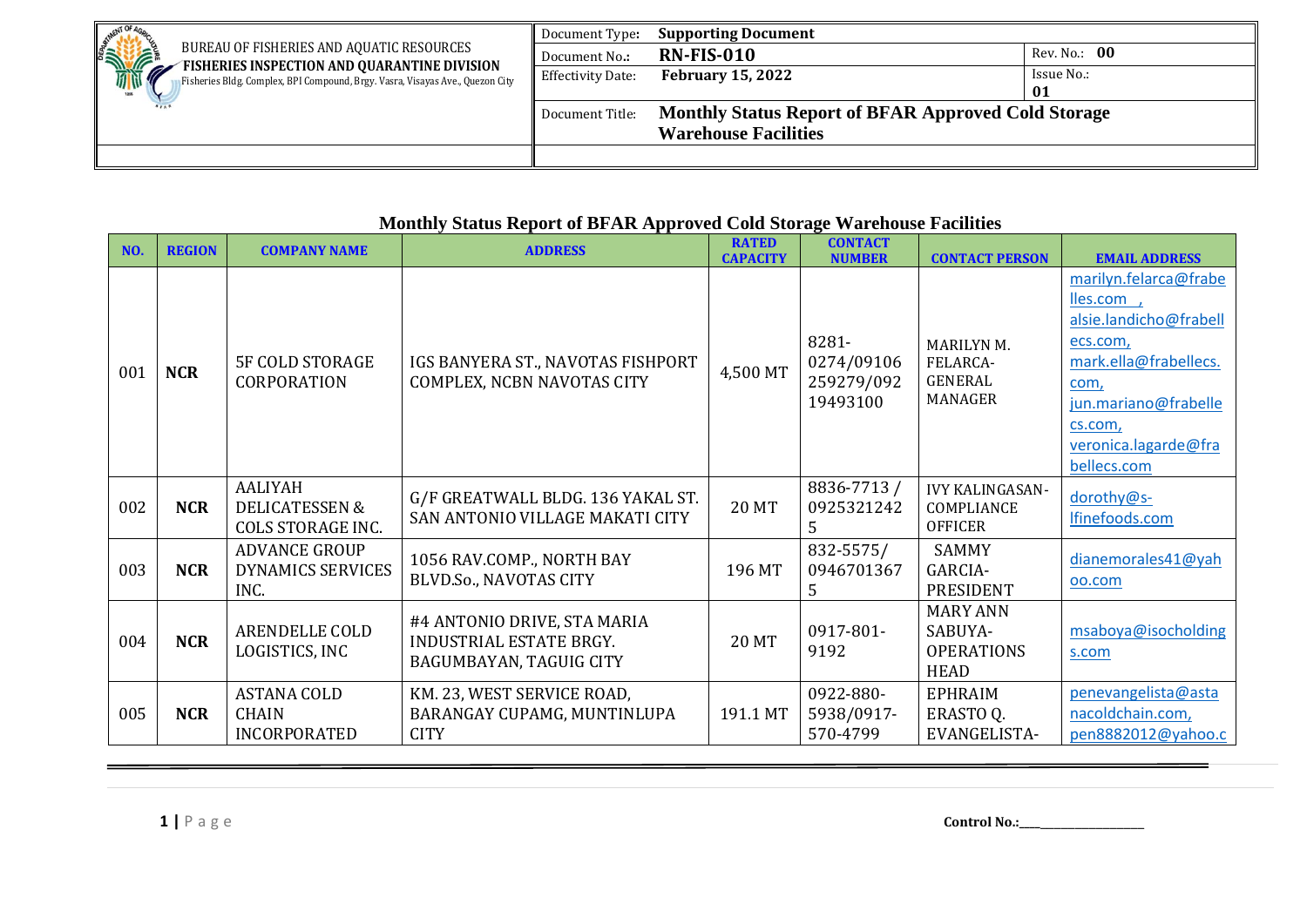| BUREAU OF FISHERIES AND AQUATIC RESOURCES<br>**FISHERIES INSPECTION AND QUARANTINE DIVISION**<br>Fisheries Bldg. Complex, BPI Compound, Brgy. Vasra, Visayas Ave., Quezon City | Document Type: | **Supporting Document** | |
|---|---|---|---|
| | Document No.: | **RN-FIS-010** | Rev. No.: **00** |
| | Effectivity Date: | **February 15, 2022** | Issue No.: **01** |
| | Document Title: | **Monthly Status Report of BFAR Approved Cold Storage Warehouse Facilities** | |

## Monthly Status Report of BFAR Approved Cold Storage Warehouse Facilities

| NO. | REGION | COMPANY NAME | ADDRESS | RATED CAPACITY | CONTACT NUMBER | CONTACT PERSON | EMAIL ADDRESS |
|---|---|---|---|---|---|---|---|
| 001 | **NCR** | 5F COLD STORAGE CORPORATION | IGS BANYERA ST., NAVOTAS FISHPORT COMPLEX, NCBN NAVOTAS CITY | 4,500 MT | 8281-0274/09106259279/09219493100 | MARILYN M. FELARCA-GENERAL MANAGER | marilyn.felarca@frabelles.com , alsie.landicho@frabellecs.com, mark.ella@frabellecs.com, jun.mariano@frabellecs.com, veronica.lagarde@frabellecs.com |
| 002 | **NCR** | AALIYAH DELICATESSEN & COLS STORAGE INC. | G/F GREATWALL BLDG. 136 YAKAL ST. SAN ANTONIO VILLAGE MAKATI CITY | 20 MT | 8836-7713 / 09253212425 | IVY KALINGASAN-COMPLIANCE OFFICER | dorothy@s-lfinefoods.com |
| 003 | **NCR** | ADVANCE GROUP DYNAMICS SERVICES INC. | 1056 RAV.COMP., NORTH BAY BLVD.So., NAVOTAS CITY | 196 MT | 832-5575/ 09467013675 | SAMMY GARCIA-PRESIDENT | dianemorales41@yahoo.com |
| 004 | **NCR** | ARENDELLE COLD LOGISTICS, INC | #4 ANTONIO DRIVE, STA MARIA INDUSTRIAL ESTATE BRGY. BAGUMBAYAN, TAGUIG CITY | 20 MT | 0917-801-9192 | MARY ANN SABUYA-OPERATIONS HEAD | msaboya@isocholdings.com |
| 005 | **NCR** | ASTANA COLD CHAIN INCORPORATED | KM. 23, WEST SERVICE ROAD, BARANGAY CUPAMG, MUNTINLUPA CITY | 191.1 MT | 0922-880-5938/0917-570-4799 | EPHRAIM ERASTO Q. EVANGELISTA- | penevangelista@astanacoldchain.com, pen8882012@yahoo.c |

Control No.:____________________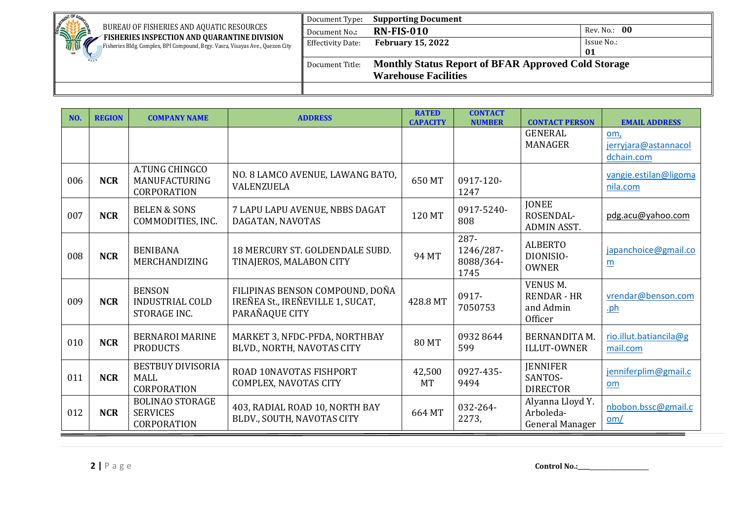| BUREAU OF FISHERIES AND AQUATIC RESOURCES **FISHERIES INSPECTION AND QUARANTINE DIVISION** Fisheries Bldg. Complex, BPI Compound, Brgy. Vasra, Visayas Ave., Quezon City | Document Type: **Supporting Document** | |
|---|---|---|
| | Document No.: **RN-FIS-010** | Rev. No.: **00** |
| | Effectivity Date: **February 15, 2022** | Issue No.: **01** |
| | Document Title: **Monthly Status Report of BFAR Approved Cold Storage Warehouse Facilities** | |

| NO. | REGION | COMPANY NAME | ADDRESS | RATED CAPACITY | CONTACT NUMBER | CONTACT PERSON | EMAIL ADDRESS |
|---|---|---|---|---|---|---|---|
| | | | | | | GENERAL MANAGER | om, jerryjara@astannacoldchain.com |
| 006 | NCR | A.TUNG CHINGCO MANUFACTURING CORPORATION | NO. 8 LAMCO AVENUE, LAWANG BATO, VALENZUELA | 650 MT | 0917-120-1247 | | vangie.estilan@ligomanila.com |
| 007 | NCR | BELEN & SONS COMMODITIES, INC. | 7 LAPU LAPU AVENUE, NBBS DAGAT DAGATAN, NAVOTAS | 120 MT | 0917-5240-808 | JONEE ROSENDAL-ADMIN ASST. | pdg.acu@yahoo.com |
| 008 | NCR | BENIBANA MERCHANDIZING | 18 MERCURY ST. GOLDENDALE SUBD. TINAJEROS, MALABON CITY | 94 MT | 287-1246/287-8088/364-1745 | ALBERTO DIONISIO-OWNER | japanchoice@gmail.com |
| 009 | NCR | BENSON INDUSTRIAL COLD STORAGE INC. | FILIPINAS BENSON COMPOUND, DOÑA IREÑEA St., IREÑEVILLE 1, SUCAT, PARAÑAQUE CITY | 428.8 MT | 0917-7050753 | VENUS M. RENDAR - HR and Admin Officer | vrendar@benson.com.ph |
| 010 | NCR | BERNAROI MARINE PRODUCTS | MARKET 3, NFDC-PFDA, NORTHBAY BLVD., NORTH, NAVOTAS CITY | 80 MT | 0932 8644 599 | BERNANDITA M. ILLUT-OWNER | rio.illut.batiancila@gmail.com |
| 011 | NCR | BESTBUY DIVISORIA MALL CORPORATION | ROAD 10NAVOTAS FISHPORT COMPLEX, NAVOTAS CITY | 42,500 MT | 0927-435-9494 | JENNIFER SANTOS-DIRECTOR | jenniferplim@gmail.com |
| 012 | NCR | BOLINAO STORAGE SERVICES CORPORATION | 403, RADIAL ROAD 10, NORTH BAY BLDV., SOUTH, NAVOTAS CITY | 664 MT | 032-264-2273, | Alyanna Lloyd Y. Arboleda-General Manager | nbobon.bssc@gmail.com/ |

Control No.:\_\_\_\_\_\_\_\_\_\_\_\_\_\_\_\_\_\_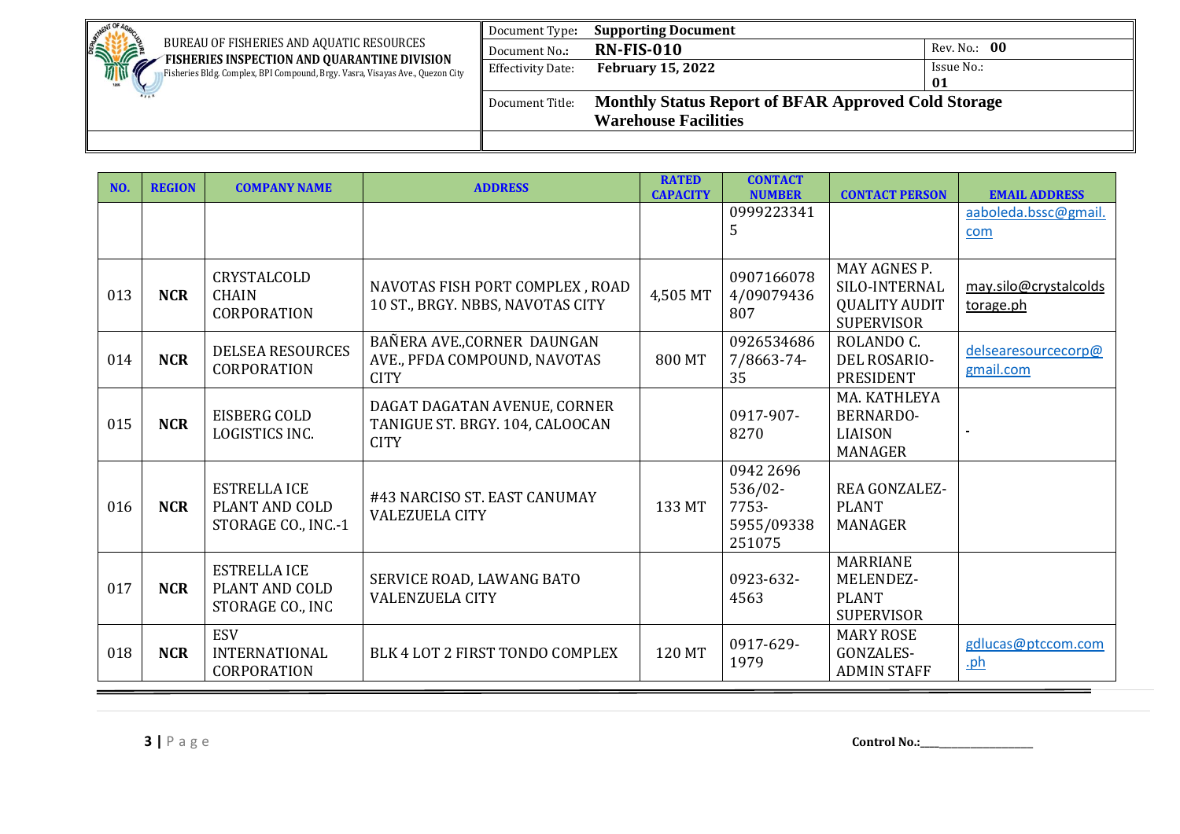| NO. | REGION | COMPANY NAME | ADDRESS | RATED CAPACITY | CONTACT NUMBER | CONTACT PERSON | EMAIL ADDRESS |
|---|---|---|---|---|---|---|---|
| | | | | | 09992233415 | | aaboleda.bssc@gmail.com |
| 013 | **NCR** | CRYSTALCOLD CHAIN CORPORATION | NAVOTAS FISH PORT COMPLEX , ROAD 10 ST., BRGY. NBBS, NAVOTAS CITY | 4,505 MT | 09071660784/09079436807 | MAY AGNES P. SILO-INTERNAL QUALITY AUDIT SUPERVISOR | may.silo@crystalcoldstorage.ph |
| 014 | **NCR** | DELSEA RESOURCES CORPORATION | BAÑERA AVE.,CORNER DAUNGAN AVE., PFDA COMPOUND, NAVOTAS CITY | 800 MT | 09265346867/8663-74-35 | ROLANDO C. DEL ROSARIO-PRESIDENT | delsearesourcecorp@gmail.com |
| 015 | **NCR** | EISBERG COLD LOGISTICS INC. | DAGAT DAGATAN AVENUE, CORNER TANIGUE ST. BRGY. 104, CALOOCAN CITY | | 0917-907-8270 | MA. KATHLEYA BERNARDO-LIAISON MANAGER | - |
| 016 | **NCR** | ESTRELLA ICE PLANT AND COLD STORAGE CO., INC.-1 | #43 NARCISO ST. EAST CANUMAY VALEZUELA CITY | 133 MT | 0942 2696 536/02-7753-5955/09338251075 | REA GONZALEZ-PLANT MANAGER | |
| 017 | **NCR** | ESTRELLA ICE PLANT AND COLD STORAGE CO., INC | SERVICE ROAD, LAWANG BATO VALENZUELA CITY | | 0923-632-4563 | MARRIANE MELENDEZ-PLANT SUPERVISOR | |
| 018 | **NCR** | ESV INTERNATIONAL CORPORATION | BLK 4 LOT 2 FIRST TONDO COMPLEX | 120 MT | 0917-629-1979 | MARY ROSE GONZALES-ADMIN STAFF | gdlucas@ptccom.com.ph |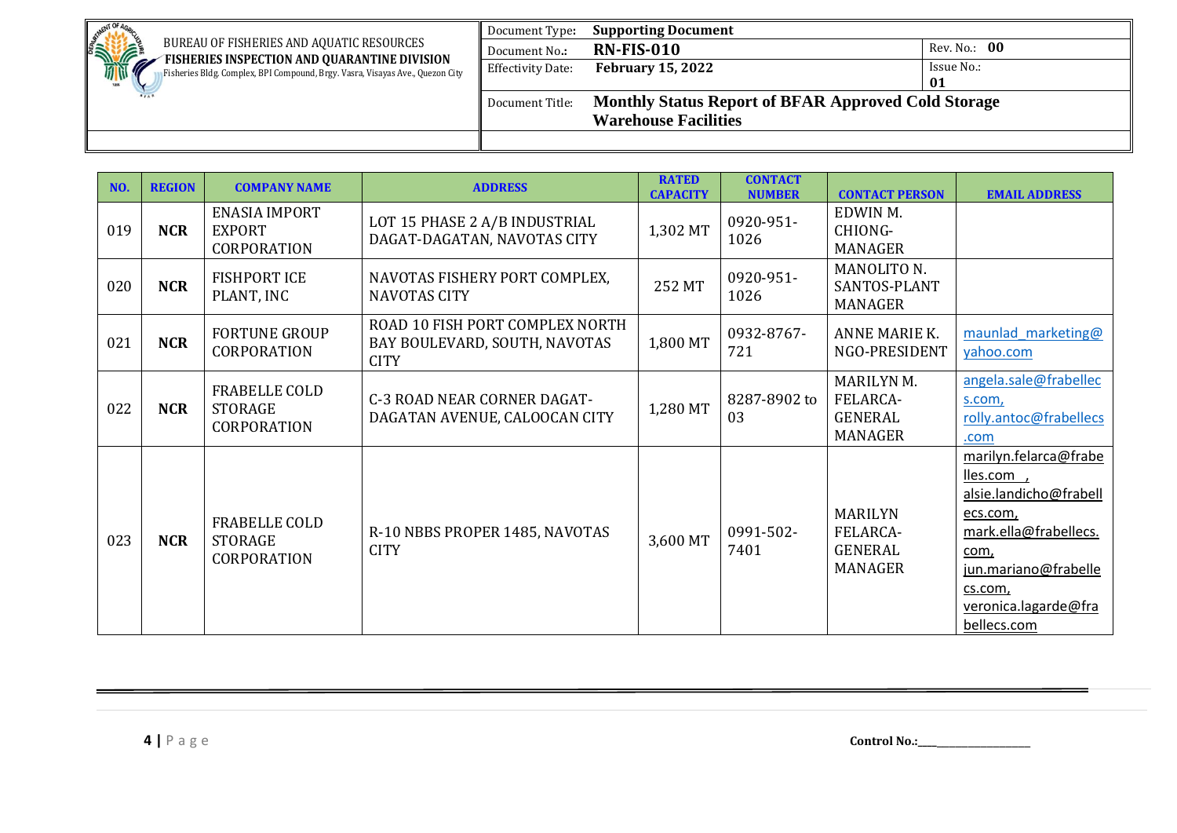| BUREAU OF FISHERIES AND AQUATIC RESOURCES<br>**FISHERIES INSPECTION AND QUARANTINE DIVISION**<br>Fisheries Bldg. Complex, BPI Compound, Brgy. Vasra, Visayas Ave., Quezon City | Document Type: **Supporting Document** | |
|---|---|---|
| | Document No.: **RN-FIS-010** | Rev. No.: **00** |
| | Effectivity Date: **February 15, 2022** | Issue No.: **01** |
| | Document Title: **Monthly Status Report of BFAR Approved Cold Storage Warehouse Facilities** | |

| NO. | REGION | COMPANY NAME | ADDRESS | RATED CAPACITY | CONTACT NUMBER | CONTACT PERSON | EMAIL ADDRESS |
|---|---|---|---|---|---|---|---|
| 019 | **NCR** | ENASIA IMPORT EXPORT CORPORATION | LOT 15 PHASE 2 A/B INDUSTRIAL DAGAT-DAGATAN, NAVOTAS CITY | 1,302 MT | 0920-951-1026 | EDWIN M. CHIONG-MANAGER | |
| 020 | **NCR** | FISHPORT ICE PLANT, INC | NAVOTAS FISHERY PORT COMPLEX, NAVOTAS CITY | 252 MT | 0920-951-1026 | MANOLITO N. SANTOS-PLANT MANAGER | |
| 021 | **NCR** | FORTUNE GROUP CORPORATION | ROAD 10 FISH PORT COMPLEX NORTH BAY BOULEVARD, SOUTH, NAVOTAS CITY | 1,800 MT | 0932-8767-721 | ANNE MARIE K. NGO-PRESIDENT | maunlad_marketing@yahoo.com |
| 022 | **NCR** | FRABELLE COLD STORAGE CORPORATION | C-3 ROAD NEAR CORNER DAGAT-DAGATAN AVENUE, CALOOCAN CITY | 1,280 MT | 8287-8902 to 03 | MARILYN M. FELARCA-GENERAL MANAGER | angela.sale@frabellecs.com, rolly.antoc@frabellecs.com |
| 023 | **NCR** | FRABELLE COLD STORAGE CORPORATION | R-10 NBBS PROPER 1485, NAVOTAS CITY | 3,600 MT | 0991-502-7401 | MARILYN FELARCA-GENERAL MANAGER | marilyn.felarca@frabelles.com , alsie.landicho@frabellecs.com, mark.ella@frabellecs.com, jun.mariano@frabellecs.com, veronica.lagarde@frabellecs.com |

Control No.:\_\_\_\_\_\_\_\_\_\_\_\_\_\_\_\_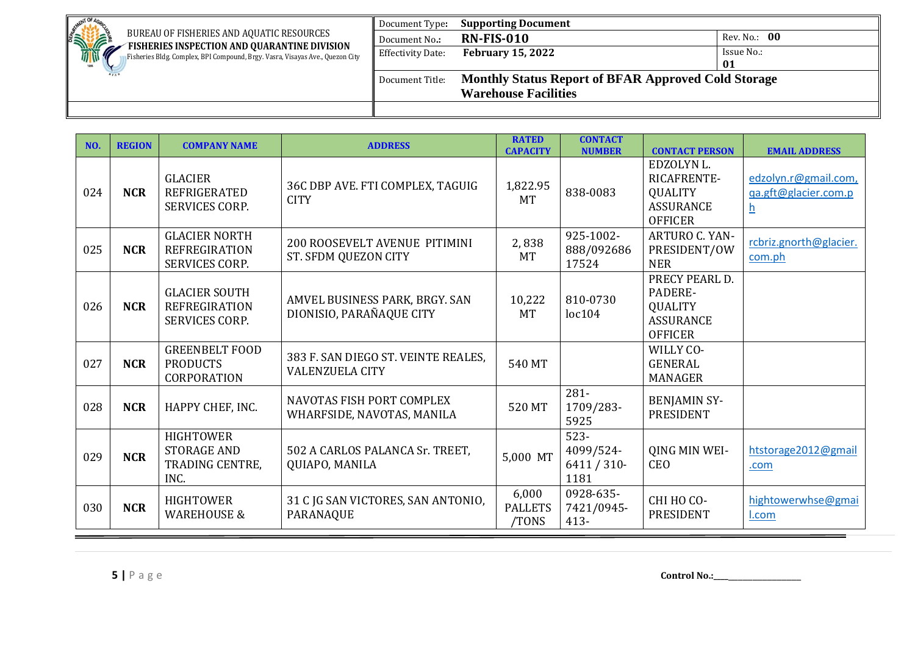| BUREAU OF FISHERIES AND AQUATIC RESOURCES<br>**FISHERIES INSPECTION AND QUARANTINE DIVISION**<br>Fisheries Bldg. Complex, BPI Compound, Brgy. Vasra, Visayas Ave., Quezon City | Document Type: **Supporting Document** | |
|---|---|---|
| | Document No.: **RN-FIS-010** | Rev. No.: **00** |
| | Effectivity Date: **February 15, 2022** | Issue No.: **01** |
| | Document Title: **Monthly Status Report of BFAR Approved Cold Storage Warehouse Facilities** | |

| NO. | REGION | COMPANY NAME | ADDRESS | RATED CAPACITY | CONTACT NUMBER | CONTACT PERSON | EMAIL ADDRESS |
|---|---|---|---|---|---|---|---|
| 024 | **NCR** | GLACIER REFRIGERATED SERVICES CORP. | 36C DBP AVE. FTI COMPLEX, TAGUIG CITY | 1,822.95 MT | 838-0083 | EDZOLYN L. RICAFRENTE-QUALITY ASSURANCE OFFICER | edzolyn.r@gmail.com, qa.gft@glacier.com.ph |
| 025 | **NCR** | GLACIER NORTH REFREGIRATION SERVICES CORP. | 200 ROOSEVELT AVENUE PITIMINI ST. SFDM QUEZON CITY | 2, 838 MT | 925-1002-888/09268617524 | ARTURO C. YAN-PRESIDENT/OWNER | rcbriz.gnorth@glacier.com.ph |
| 026 | **NCR** | GLACIER SOUTH REFREGIRATION SERVICES CORP. | AMVEL BUSINESS PARK, BRGY. SAN DIONISIO, PARAÑAQUE CITY | 10,222 MT | 810-0730 loc104 | PRECY PEARL D. PADERE-QUALITY ASSURANCE OFFICER | |
| 027 | **NCR** | GREENBELT FOOD PRODUCTS CORPORATION | 383 F. SAN DIEGO ST. VEINTE REALES, VALENZUELA CITY | 540 MT | | WILLY CO-GENERAL MANAGER | |
| 028 | **NCR** | HAPPY CHEF, INC. | NAVOTAS FISH PORT COMPLEX WHARFSIDE, NAVOTAS, MANILA | 520 MT | 281-1709/283-5925 | BENJAMIN SY-PRESIDENT | |
| 029 | **NCR** | HIGHTOWER STORAGE AND TRADING CENTRE, INC. | 502 A CARLOS PALANCA Sr. TREET, QUIAPO, MANILA | 5,000 MT | 523-4099/524-6411 / 310-1181 | QING MIN WEI-CEO | htstorage2012@gmail.com |
| 030 | **NCR** | HIGHTOWER WAREHOUSE & | 31 C JG SAN VICTORES, SAN ANTONIO, PARANAQUE | 6,000 PALLETS /TONS | 0928-635-7421/0945-413- | CHI HO CO-PRESIDENT | hightowerwhse@gmail.com |

Control No.:\_\_\_\_\_\_\_\_\_\_\_\_\_\_\_\_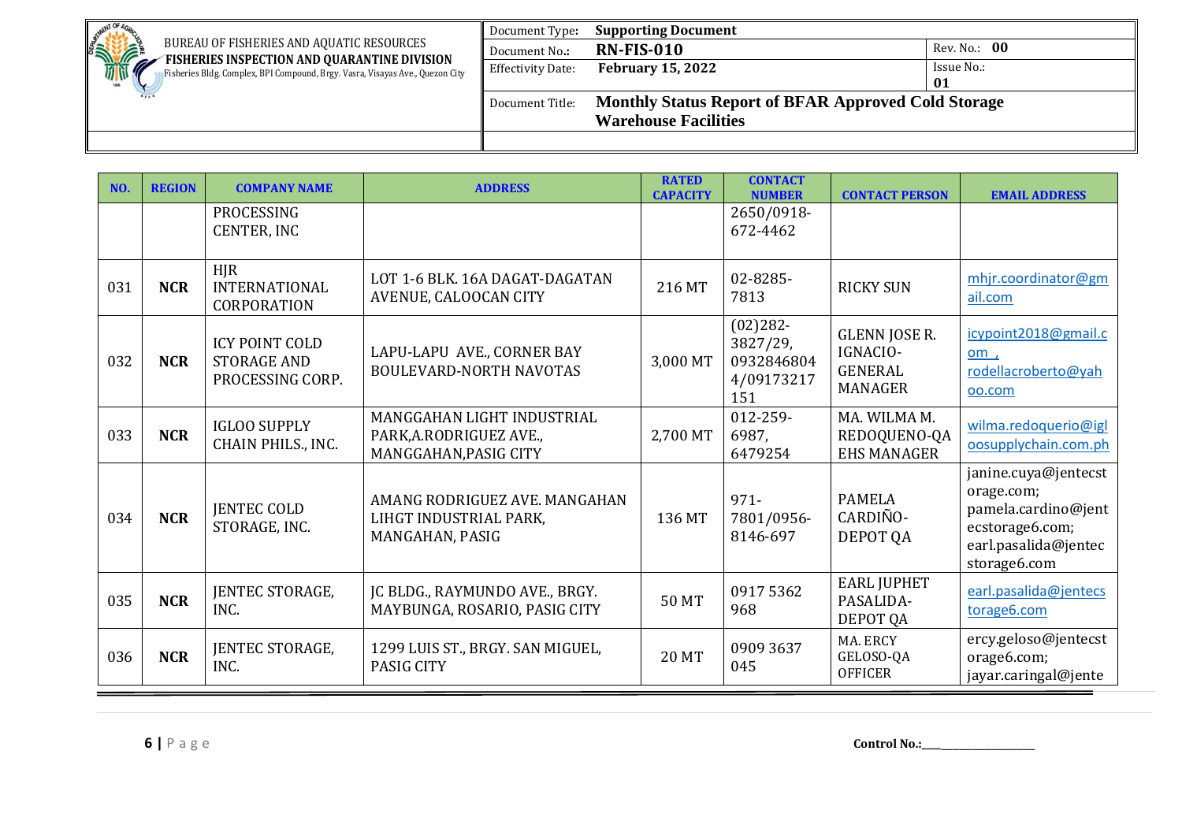| NO. | REGION | COMPANY NAME | ADDRESS | RATED CAPACITY | CONTACT NUMBER | CONTACT PERSON | EMAIL ADDRESS |
|---|---|---|---|---|---|---|---|
| | | PROCESSING CENTER, INC | | | 2650/0918-672-4462 | | |
| 031 | NCR | HJR INTERNATIONAL CORPORATION | LOT 1-6 BLK. 16A DAGAT-DAGATAN AVENUE, CALOOCAN CITY | 216 MT | 02-8285-7813 | RICKY SUN | mhjr.coordinator@gmail.com |
| 032 | NCR | ICY POINT COLD STORAGE AND PROCESSING CORP. | LAPU-LAPU AVE., CORNER BAY BOULEVARD-NORTH NAVOTAS | 3,000 MT | (02)282-3827/29, 09328468044/09173217151 | GLENN JOSE R. IGNACIO-GENERAL MANAGER | icypoint2018@gmail.com , rodellacroberto@yahoo.com |
| 033 | NCR | IGLOO SUPPLY CHAIN PHILS., INC. | MANGGAHAN LIGHT INDUSTRIAL PARK,A.RODRIGUEZ AVE., MANGGAHAN,PASIG CITY | 2,700 MT | 012-259-6987, 6479254 | MA. WILMA M. REDOQUENO-QA EHS MANAGER | wilma.redoquerio@igloosupplychain.com.ph |
| 034 | NCR | JENTEC COLD STORAGE, INC. | AMANG RODRIGUEZ AVE. MANGAHAN LIHGT INDUSTRIAL PARK, MANGAHAN, PASIG | 136 MT | 971-7801/0956-8146-697 | PAMELA CARDIÑO-DEPOT QA | janine.cuya@jentecstorage.com; pamela.cardino@jentecstorage6.com; earl.pasalida@jentecstorage6.com |
| 035 | NCR | JENTEC STORAGE, INC. | JC BLDG., RAYMUNDO AVE., BRGY. MAYBUNGA, ROSARIO, PASIG CITY | 50 MT | 0917 5362 968 | EARL JUPHET PASALIDA-DEPOT QA | earl.pasalida@jentecstorage6.com |
| 036 | NCR | JENTEC STORAGE, INC. | 1299 LUIS ST., BRGY. SAN MIGUEL, PASIG CITY | 20 MT | 0909 3637 045 | MA. ERCY GELOSO-QA OFFICER | ercy.geloso@jentecstorage6.com; jayar.caringal@jente |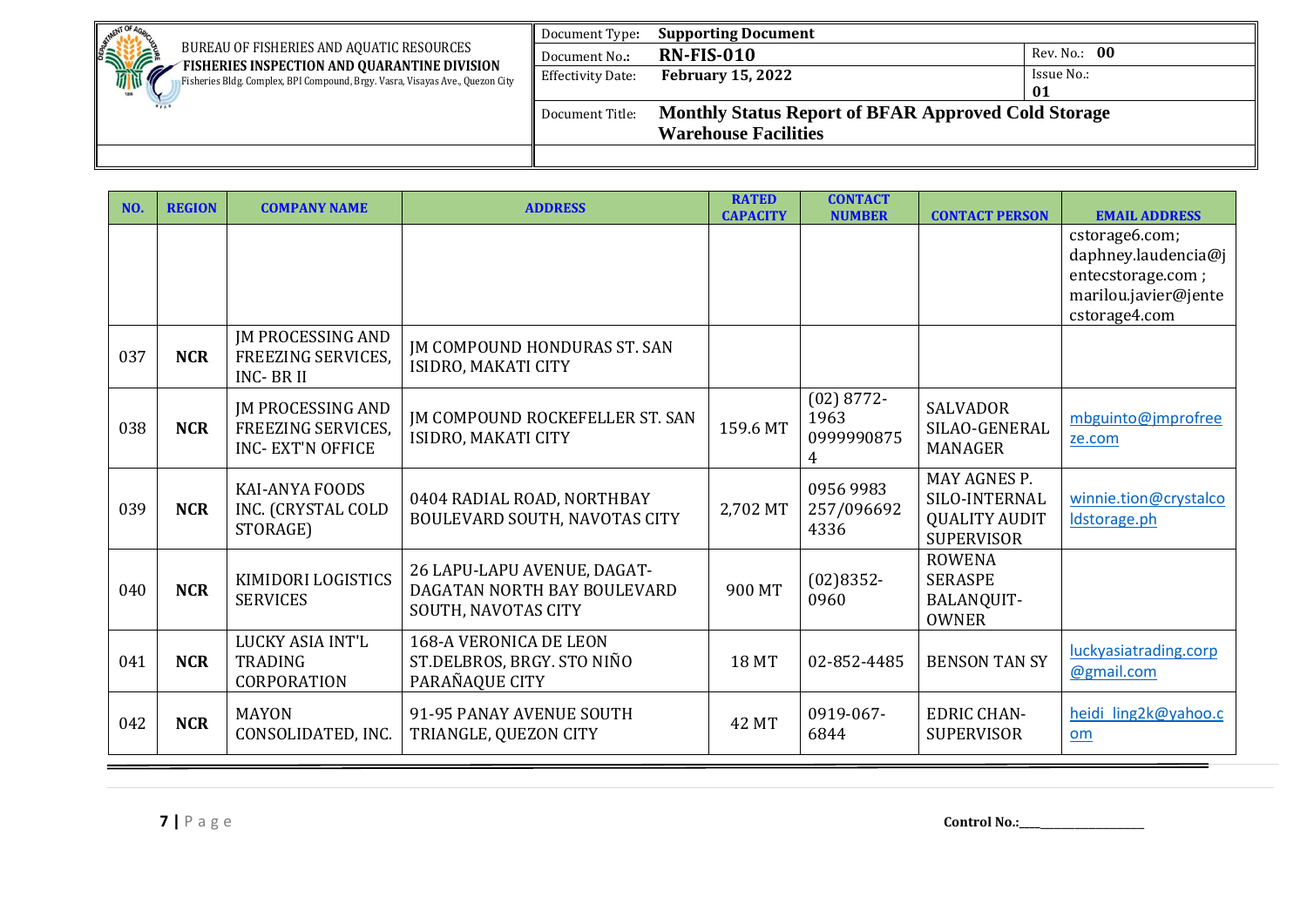| NO. | REGION | COMPANY NAME | ADDRESS | RATED CAPACITY | CONTACT NUMBER | CONTACT PERSON | EMAIL ADDRESS |
|---|---|---|---|---|---|---|---|
| | | | | | | | cstorage6.com; daphney.laudencia@jentecstorage.com ; marilou.javier@jentecstorage4.com |
| 037 | **NCR** | JM PROCESSING AND FREEZING SERVICES, INC- BR II | JM COMPOUND HONDURAS ST. SAN ISIDRO, MAKATI CITY | | | | |
| 038 | **NCR** | JM PROCESSING AND FREEZING SERVICES, INC- EXT'N OFFICE | JM COMPOUND ROCKEFELLER ST. SAN ISIDRO, MAKATI CITY | 159.6 MT | (02) 8772-1963 09999908754 | SALVADOR SILAO-GENERAL MANAGER | mbguinto@jmprofreeze.com |
| 039 | **NCR** | KAI-ANYA FOODS INC. (CRYSTAL COLD STORAGE) | 0404 RADIAL ROAD, NORTHBAY BOULEVARD SOUTH, NAVOTAS CITY | 2,702 MT | 0956 9983 257/0966924336 | MAY AGNES P. SILO-INTERNAL QUALITY AUDIT SUPERVISOR | winnie.tion@crystalcoldstorage.ph |
| 040 | **NCR** | KIMIDORI LOGISTICS SERVICES | 26 LAPU-LAPU AVENUE, DAGAT-DAGATAN NORTH BAY BOULEVARD SOUTH, NAVOTAS CITY | 900 MT | (02)8352-0960 | ROWENA SERASPE BALANQUIT-OWNER | |
| 041 | **NCR** | LUCKY ASIA INT'L TRADING CORPORATION | 168-A VERONICA DE LEON ST.DELBROS, BRGY. STO NIÑO PARAÑAQUE CITY | 18 MT | 02-852-4485 | BENSON TAN SY | luckyasiatrading.corp@gmail.com |
| 042 | **NCR** | MAYON CONSOLIDATED, INC. | 91-95 PANAY AVENUE SOUTH TRIANGLE, QUEZON CITY | 42 MT | 0919-067-6844 | EDRIC CHAN-SUPERVISOR | heidi_ling2k@yahoo.com |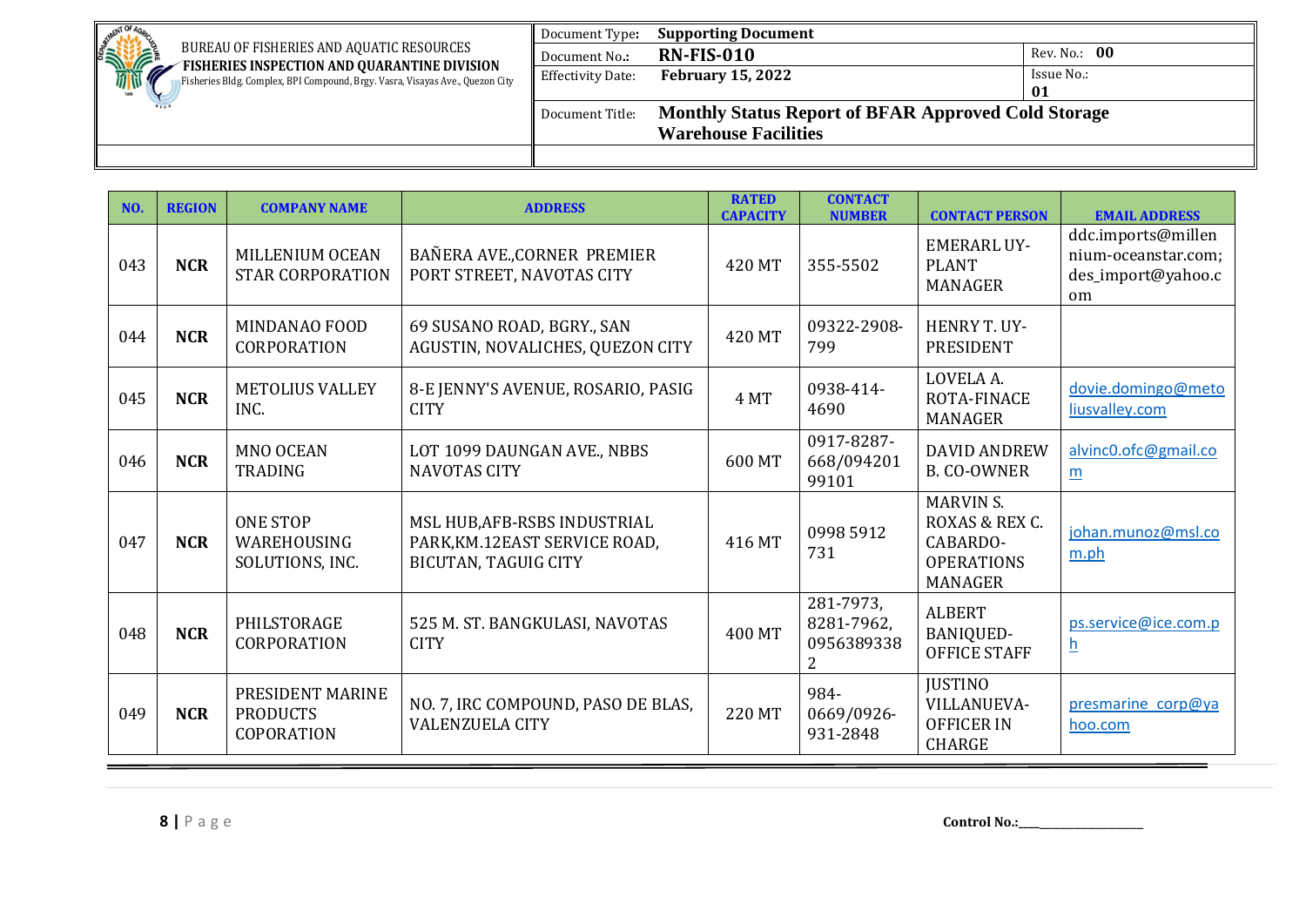| BUREAU OF FISHERIES AND AQUATIC RESOURCES<br>**FISHERIES INSPECTION AND QUARANTINE DIVISION**<br>Fisheries Bldg. Complex, BPI Compound, Brgy. Vasra, Visayas Ave., Quezon City | Document Type: **Supporting Document** | |
|---|---|---|
| | Document No.: **RN-FIS-010** | Rev. No.: **00** |
| | Effectivity Date: **February 15, 2022** | Issue No.: **01** |
| | Document Title: **Monthly Status Report of BFAR Approved Cold Storage Warehouse Facilities** | |

| NO. | REGION | COMPANY NAME | ADDRESS | RATED CAPACITY | CONTACT NUMBER | CONTACT PERSON | EMAIL ADDRESS |
|---|---|---|---|---|---|---|---|
| 043 | NCR | MILLENIUM OCEAN STAR CORPORATION | BAÑERA AVE.,CORNER PREMIER PORT STREET, NAVOTAS CITY | 420 MT | 355-5502 | EMERARL UY-PLANT MANAGER | ddc.imports@millennium-oceanstar.com; des_import@yahoo.com |
| 044 | NCR | MINDANAO FOOD CORPORATION | 69 SUSANO ROAD, BGRY., SAN AGUSTIN, NOVALICHES, QUEZON CITY | 420 MT | 09322-2908-799 | HENRY T. UY-PRESIDENT | |
| 045 | NCR | METOLIUS VALLEY INC. | 8-E JENNY'S AVENUE, ROSARIO, PASIG CITY | 4 MT | 0938-414-4690 | LOVELA A. ROTA-FINACE MANAGER | dovie.domingo@metoliusvalley.com |
| 046 | NCR | MNO OCEAN TRADING | LOT 1099 DAUNGAN AVE., NBBS NAVOTAS CITY | 600 MT | 0917-8287-668/09420199101 | DAVID ANDREW B. CO-OWNER | alvinc0.ofc@gmail.com |
| 047 | NCR | ONE STOP WAREHOUSING SOLUTIONS, INC. | MSL HUB,AFB-RSBS INDUSTRIAL PARK,KM.12EAST SERVICE ROAD, BICUTAN, TAGUIG CITY | 416 MT | 0998 5912 731 | MARVIN S. ROXAS & REX C. CABARDO-OPERATIONS MANAGER | johan.munoz@msl.com.ph |
| 048 | NCR | PHILSTORAGE CORPORATION | 525 M. ST. BANGKULASI, NAVOTAS CITY | 400 MT | 281-7973, 8281-7962, 09563893382 | ALBERT BANIQUED-OFFICE STAFF | ps.service@ice.com.ph |
| 049 | NCR | PRESIDENT MARINE PRODUCTS COPORATION | NO. 7, IRC COMPOUND, PASO DE BLAS, VALENZUELA CITY | 220 MT | 984-0669/0926-931-2848 | JUSTINO VILLANUEVA-OFFICER IN CHARGE | presmarine_corp@yahoo.com |

Control No.:___________________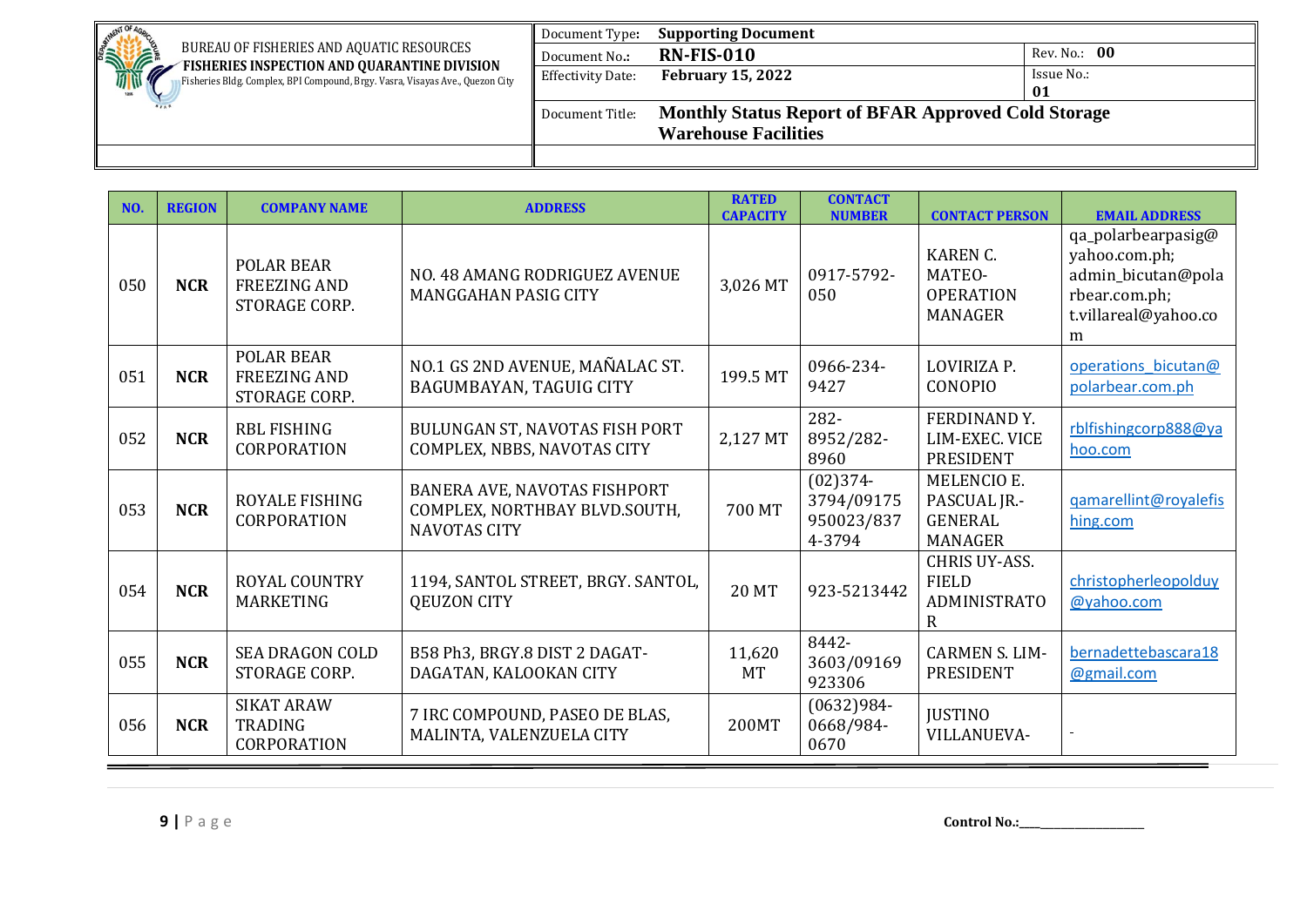| BUREAU OF FISHERIES AND AQUATIC RESOURCES<br>**FISHERIES INSPECTION AND QUARANTINE DIVISION**<br>Fisheries Bldg. Complex, BPI Compound, Brgy. Vasra, Visayas Ave., Quezon City | Document Type: **Supporting Document** | |
|---|---|---|
| | Document No.: **RN-FIS-010** | Rev. No.: **00** |
| | Effectivity Date: **February 15, 2022** | Issue No.: **01** |
| | Document Title: **Monthly Status Report of BFAR Approved Cold Storage Warehouse Facilities** | |

| NO. | REGION | COMPANY NAME | ADDRESS | RATED CAPACITY | CONTACT NUMBER | CONTACT PERSON | EMAIL ADDRESS |
|---|---|---|---|---|---|---|---|
| 050 | **NCR** | POLAR BEAR FREEZING AND STORAGE CORP. | NO. 48 AMANG RODRIGUEZ AVENUE MANGGAHAN PASIG CITY | 3,026 MT | 0917-5792-050 | KAREN C. MATEO-OPERATION MANAGER | qa_polarbearpasig@yahoo.com.ph; admin_bicutan@polarbear.com.ph; t.villareal@yahoo.com |
| 051 | **NCR** | POLAR BEAR FREEZING AND STORAGE CORP. | NO.1 GS 2ND AVENUE, MAÑALAC ST. BAGUMBAYAN, TAGUIG CITY | 199.5 MT | 0966-234-9427 | LOVIRIZA P. CONOPIO | operations_bicutan@polarbear.com.ph |
| 052 | **NCR** | RBL FISHING CORPORATION | BULUNGAN ST, NAVOTAS FISH PORT COMPLEX, NBBS, NAVOTAS CITY | 2,127 MT | 282-8952/282-8960 | FERDINAND Y. LIM-EXEC. VICE PRESIDENT | rblfishingcorp888@yahoo.com |
| 053 | **NCR** | ROYALE FISHING CORPORATION | BANERA AVE, NAVOTAS FISHPORT COMPLEX, NORTHBAY BLVD.SOUTH, NAVOTAS CITY | 700 MT | (02)374-3794/09175950023/8374-3794 | MELENCIO E. PASCUAL JR.-GENERAL MANAGER | qamarellint@royalefishing.com |
| 054 | **NCR** | ROYAL COUNTRY MARKETING | 1194, SANTOL STREET, BRGY. SANTOL, QEUZON CITY | 20 MT | 923-5213442 | CHRIS UY-ASS. FIELD ADMINISTRATOR | christopherleopolduy@yahoo.com |
| 055 | **NCR** | SEA DRAGON COLD STORAGE CORP. | B58 Ph3, BRGY.8 DIST 2 DAGAT-DAGATAN, KALOOKAN CITY | 11,620 MT | 8442-3603/09169923306 | CARMEN S. LIM-PRESIDENT | bernadettebascara18@gmail.com |
| 056 | **NCR** | SIKAT ARAW TRADING CORPORATION | 7 IRC COMPOUND, PASEO DE BLAS, MALINTA, VALENZUELA CITY | 200MT | (0632)984-0668/984-0670 | JUSTINO VILLANUEVA- | - |

Control No.:____________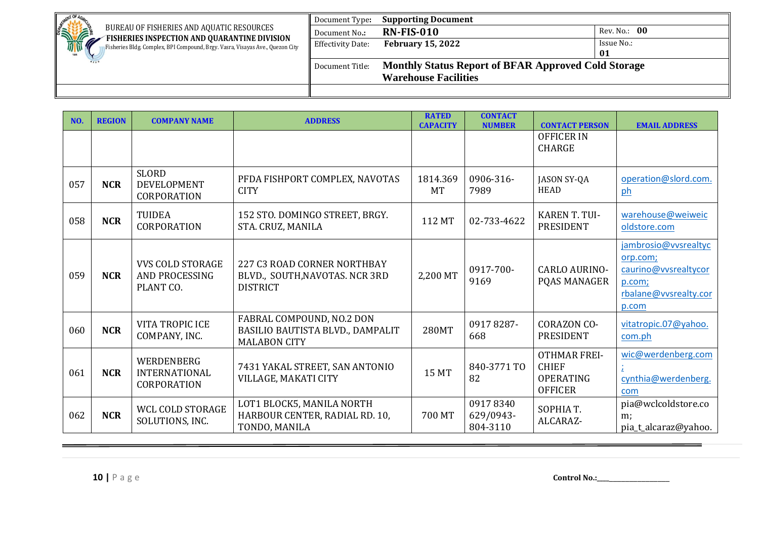| BUREAU OF FISHERIES AND AQUATIC RESOURCES FISHERIES INSPECTION AND QUARANTINE DIVISION Fisheries Bldg. Complex, BPI Compound, Brgy. Vasra, Visayas Ave., Quezon City | Document Type: | Supporting Document | |
|---|---|---|---|
| | Document No.: | RN-FIS-010 | Rev. No.: 00 |
| | Effectivity Date: | February 15, 2022 | Issue No.: 01 |
| | Document Title: | Monthly Status Report of BFAR Approved Cold Storage Warehouse Facilities | |

| NO. | REGION | COMPANY NAME | ADDRESS | RATED CAPACITY | CONTACT NUMBER | CONTACT PERSON | EMAIL ADDRESS |
|---|---|---|---|---|---|---|---|
| | | | | | | OFFICER IN CHARGE | |
| 057 | NCR | SLORD DEVELOPMENT CORPORATION | PFDA FISHPORT COMPLEX, NAVOTAS CITY | 1814.369 MT | 0906-316-7989 | JASON SY-QA HEAD | operation@slord.com.ph |
| 058 | NCR | TUIDEA CORPORATION | 152 STO. DOMINGO STREET, BRGY. STA. CRUZ, MANILA | 112 MT | 02-733-4622 | KAREN T. TUI-PRESIDENT | warehouse@weiweicoldstore.com |
| 059 | NCR | VVS COLD STORAGE AND PROCESSING PLANT CO. | 227 C3 ROAD CORNER NORTHBAY BLVD., SOUTH,NAVOTAS. NCR 3RD DISTRICT | 2,200 MT | 0917-700-9169 | CARLO AURINO-PQAS MANAGER | jambrosio@vvsrealtycorp.com; caurino@vvsrealtycorp.com; rbalane@vvsrealty.corp.com |
| 060 | NCR | VITA TROPIC ICE COMPANY, INC. | FABRAL COMPOUND, NO.2 DON BASILIO BAUTISTA BLVD., DAMPALIT MALABON CITY | 280MT | 0917 8287-668 | CORAZON CO-PRESIDENT | vitatropic.07@yahoo.com.ph |
| 061 | NCR | WERDENBERG INTERNATIONAL CORPORATION | 7431 YAKAL STREET, SAN ANTONIO VILLAGE, MAKATI CITY | 15 MT | 840-3771 TO 82 | OTHMAR FREI-CHIEF OPERATING OFFICER | wic@werdenberg.com; cynthia@werdenberg.com |
| 062 | NCR | WCL COLD STORAGE SOLUTIONS, INC. | LOT1 BLOCK5, MANILA NORTH HARBOUR CENTER, RADIAL RD. 10, TONDO, MANILA | 700 MT | 0917 8340 629/0943-804-3110 | SOPHIA T. ALCARAZ- | pia@wclcoldstore.com; pia_t_alcaraz@yahoo. |

Control No.:\_\_\_\_\_\_\_\_\_\_\_\_\_\_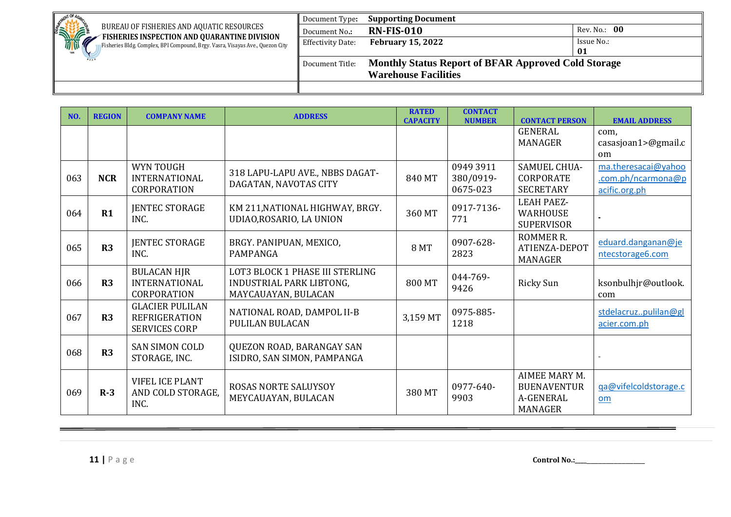| NO. | REGION | COMPANY NAME | ADDRESS | RATED CAPACITY | CONTACT NUMBER | CONTACT PERSON | EMAIL ADDRESS |
|---|---|---|---|---|---|---|---|
| | | | | | | GENERAL MANAGER | com, casasjoan1>@gmail.com |
| 063 | NCR | WYN TOUGH INTERNATIONAL CORPORATION | 318 LAPU-LAPU AVE., NBBS DAGAT-DAGATAN, NAVOTAS CITY | 840 MT | 0949 3911 380/0919-0675-023 | SAMUEL CHUA-CORPORATE SECRETARY | ma.theresacai@yahoo.com.ph/ncarmona@pacific.org.ph |
| 064 | R1 | JENTEC STORAGE INC. | KM 211,NATIONAL HIGHWAY, BRGY. UDIAO,ROSARIO, LA UNION | 360 MT | 0917-7136-771 | LEAH PAEZ-WARHOUSE SUPERVISOR | - |
| 065 | R3 | JENTEC STORAGE INC. | BRGY. PANIPUAN, MEXICO, PAMPANGA | 8 MT | 0907-628-2823 | ROMMER R. ATIENZA-DEPOT MANAGER | eduard.danganan@jentecstorage6.com |
| 066 | R3 | BULACAN HJR INTERNATIONAL CORPORATION | LOT3 BLOCK 1 PHASE III STERLING INDUSTRIAL PARK LIBTONG, MAYCAUAYAN, BULACAN | 800 MT | 044-769-9426 | Ricky Sun | ksonbulhjr@outlook.com |
| 067 | R3 | GLACIER PULILAN REFRIGERATION SERVICES CORP | NATIONAL ROAD, DAMPOL II-B PULILAN BULACAN | 3,159 MT | 0975-885-1218 | | stdelacruz..pulilan@glacier.com.ph |
| 068 | R3 | SAN SIMON COLD STORAGE, INC. | QUEZON ROAD, BARANGAY SAN ISIDRO, SAN SIMON, PAMPANGA | | | | - |
| 069 | R-3 | VIFEL ICE PLANT AND COLD STORAGE, INC. | ROSAS NORTE SALUYSOY MEYCAUAYAN, BULACAN | 380 MT | 0977-640-9903 | AIMEE MARY M. BUENAVENTURA-GENERAL MANAGER | qa@vifelcoldstorage.com |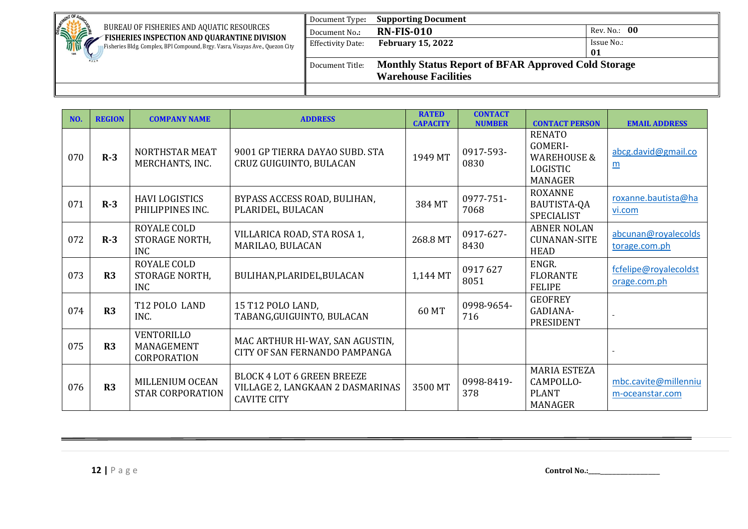| NO. | REGION | COMPANY NAME | ADDRESS | RATED CAPACITY | CONTACT NUMBER | CONTACT PERSON | EMAIL ADDRESS |
|---|---|---|---|---|---|---|---|
| 070 | R-3 | NORTHSTAR MEAT MERCHANTS, INC. | 9001 GP TIERRA DAYAO SUBD. STA CRUZ GUIGUINTO, BULACAN | 1949 MT | 0917-593-0830 | RENATO GOMERI-WAREHOUSE & LOGISTIC MANAGER | abcg.david@gmail.com |
| 071 | R-3 | HAVI LOGISTICS PHILIPPINES INC. | BYPASS ACCESS ROAD, BULIHAN, PLARIDEL, BULACAN | 384 MT | 0977-751-7068 | ROXANNE BAUTISTA-QA SPECIALIST | roxanne.bautista@havi.com |
| 072 | R-3 | ROYALE COLD STORAGE NORTH, INC | VILLARICA ROAD, STA ROSA 1, MARILAO, BULACAN | 268.8 MT | 0917-627-8430 | ABNER NOLAN CUNANAN-SITE HEAD | abcunan@royalecoldstorage.com.ph |
| 073 | R3 | ROYALE COLD STORAGE NORTH, INC | BULIHAN,PLARIDEL,BULACAN | 1,144 MT | 0917 627 8051 | ENGR. FLORANTE FELIPE | fcfelipe@royalecoldstorage.com.ph |
| 074 | R3 | T12 POLO LAND INC. | 15 T12 POLO LAND, TABANG,GUIGUINTO, BULACAN | 60 MT | 0998-9654-716 | GEOFREY GADIANA-PRESIDENT | - |
| 075 | R3 | VENTORILLO MANAGEMENT CORPORATION | MAC ARTHUR HI-WAY, SAN AGUSTIN, CITY OF SAN FERNANDO PAMPANGA | | | | - |
| 076 | R3 | MILLENIUM OCEAN STAR CORPORATION | BLOCK 4 LOT 6 GREEN BREEZE VILLAGE 2, LANGKAAN 2 DASMARINAS CAVITE CITY | 3500 MT | 0998-8419-378 | MARIA ESTEZA CAMPOLLO-PLANT MANAGER | mbc.cavite@millenium-oceanstar.com |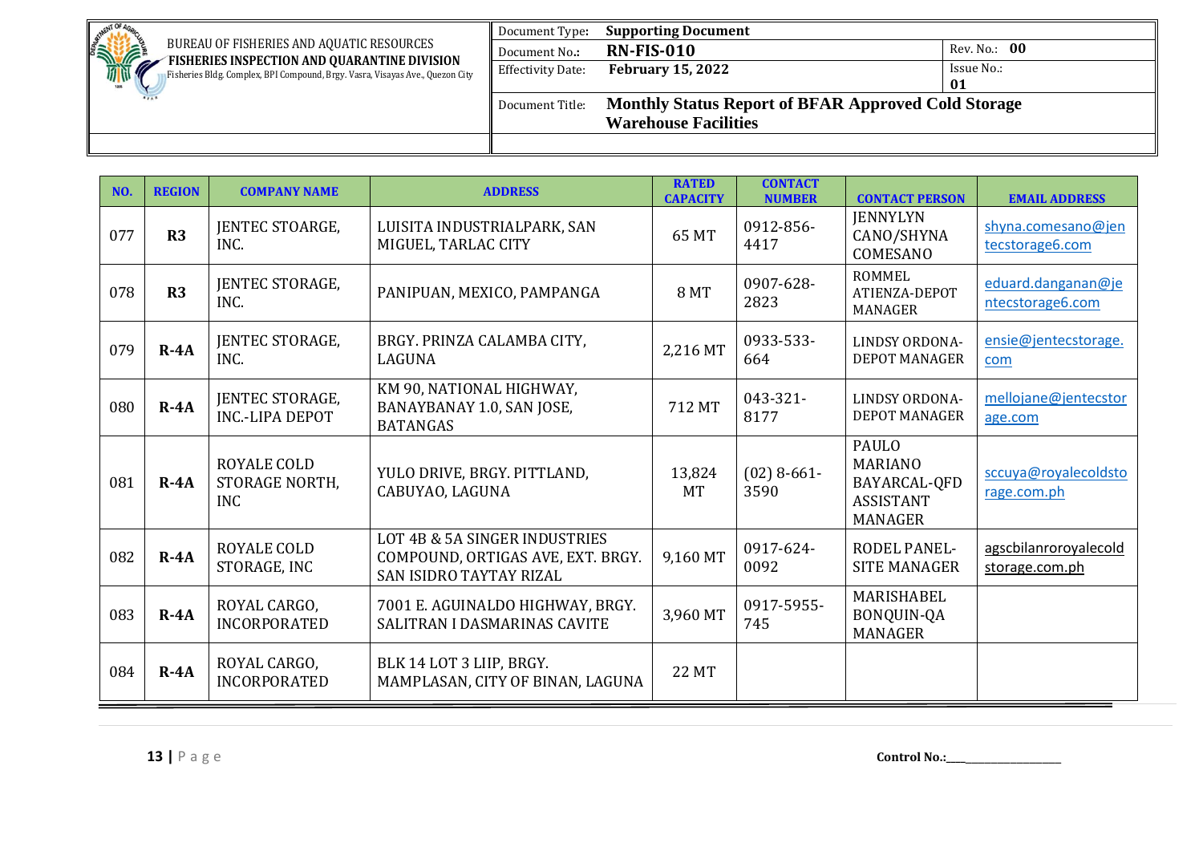| BUREAU OF FISHERIES AND AQUATIC RESOURCES<br>**FISHERIES INSPECTION AND QUARANTINE DIVISION**<br>Fisheries Bldg. Complex, BPI Compound, Brgy. Vasra, Visayas Ave., Quezon City | Document Type: **Supporting Document** | |
|---|---|---|
| | Document No.: **RN-FIS-010** | Rev. No.: **00** |
| | Effectivity Date: **February 15, 2022** | Issue No.: **01** |
| | Document Title: **Monthly Status Report of BFAR Approved Cold Storage Warehouse Facilities** | |

| NO. | REGION | COMPANY NAME | ADDRESS | RATED CAPACITY | CONTACT NUMBER | CONTACT PERSON | EMAIL ADDRESS |
|---|---|---|---|---|---|---|---|
| 077 | **R3** | JENTEC STOARGE, INC. | LUISITA INDUSTRIALPARK, SAN MIGUEL, TARLAC CITY | 65 MT | 0912-856-4417 | JENNYLYN CANO/SHYNA COMESANO | shyna.comesano@jentecstorage6.com |
| 078 | **R3** | JENTEC STORAGE, INC. | PANIPUAN, MEXICO, PAMPANGA | 8 MT | 0907-628-2823 | ROMMEL ATIENZA-DEPOT MANAGER | eduard.danganan@jentecstorage6.com |
| 079 | **R-4A** | JENTEC STORAGE, INC. | BRGY. PRINZA CALAMBA CITY, LAGUNA | 2,216 MT | 0933-533-664 | LINDSY ORDONA-DEPOT MANAGER | ensie@jentecstorage.com |
| 080 | **R-4A** | JENTEC STORAGE, INC.-LIPA DEPOT | KM 90, NATIONAL HIGHWAY, BANAYBANAY 1.0, SAN JOSE, BATANGAS | 712 MT | 043-321-8177 | LINDSY ORDONA-DEPOT MANAGER | mellojane@jentecstorage.com |
| 081 | **R-4A** | ROYALE COLD STORAGE NORTH, INC | YULO DRIVE, BRGY. PITTLAND, CABUYAO, LAGUNA | 13,824 MT | (02) 8-661-3590 | PAULO MARIANO BAYARCAL-QFD ASSISTANT MANAGER | sccuya@royalecoldstorage.com.ph |
| 082 | **R-4A** | ROYALE COLD STORAGE, INC | LOT 4B & 5A SINGER INDUSTRIES COMPOUND, ORTIGAS AVE, EXT. BRGY. SAN ISIDRO TAYTAY RIZAL | 9,160 MT | 0917-624-0092 | RODEL PANEL-SITE MANAGER | agscbilanroroyalecoldstorage.com.ph |
| 083 | **R-4A** | ROYAL CARGO, INCORPORATED | 7001 E. AGUINALDO HIGHWAY, BRGY. SALITRAN I DASMARINAS CAVITE | 3,960 MT | 0917-5955-745 | MARISHABEL BONQUIN-QA MANAGER | |
| 084 | **R-4A** | ROYAL CARGO, INCORPORATED | BLK 14 LOT 3 LIIP, BRGY. MAMPLASAN, CITY OF BINAN, LAGUNA | 22 MT | | | |

Control No.:\_\_\_\_\_\_\_\_\_\_\_\_\_\_\_\_\_\_\_\_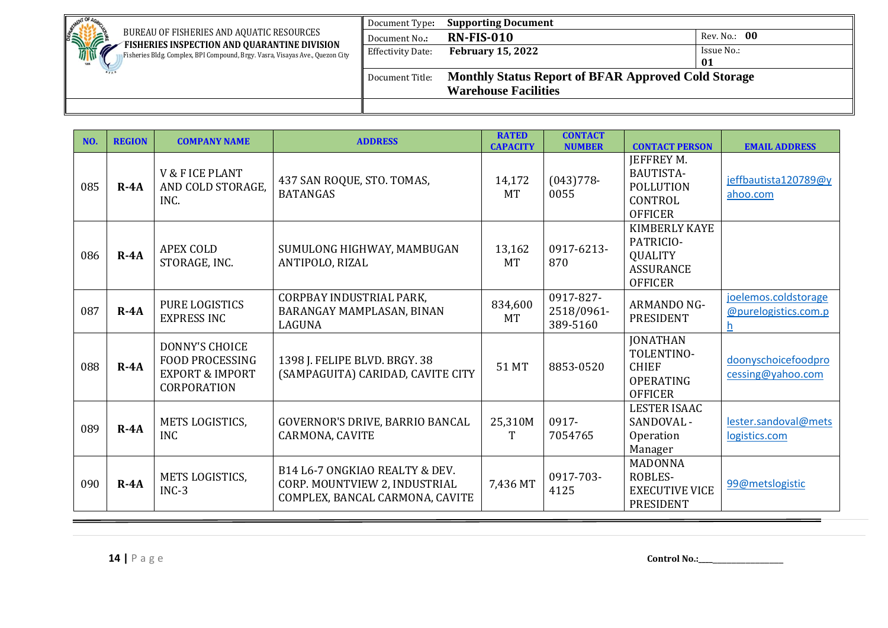| | BUREAU OF FISHERIES AND AQUATIC RESOURCES<br>**FISHERIES INSPECTION AND QUARANTINE DIVISION**<br>Fisheries Bldg. Complex, BPI Compound, Brgy. Vasra, Visayas Ave., Quezon City | Document Type: **Supporting Document** | |
|---|---|---|---|
| | | Document No.: **RN-FIS-010** | Rev. No.: **00** |
| | | Effectivity Date: **February 15, 2022** | Issue No.: **01** |
| | | Document Title: **Monthly Status Report of BFAR Approved Cold Storage Warehouse Facilities** | |

| NO. | REGION | COMPANY NAME | ADDRESS | RATED CAPACITY | CONTACT NUMBER | CONTACT PERSON | EMAIL ADDRESS |
|---|---|---|---|---|---|---|---|
| 085 | **R-4A** | V & F ICE PLANT AND COLD STORAGE, INC. | 437 SAN ROQUE, STO. TOMAS, BATANGAS | 14,172 MT | (043)778-0055 | JEFFREY M. BAUTISTA-POLLUTION CONTROL OFFICER | jeffbautista120789@yahoo.com |
| 086 | **R-4A** | APEX COLD STORAGE, INC. | SUMULONG HIGHWAY, MAMBUGAN ANTIPOLO, RIZAL | 13,162 MT | 0917-6213-870 | KIMBERLY KAYE PATRICIO-QUALITY ASSURANCE OFFICER | |
| 087 | **R-4A** | PURE LOGISTICS EXPRESS INC | CORPBAY INDUSTRIAL PARK, BARANGAY MAMPLASAN, BINAN LAGUNA | 834,600 MT | 0917-827-2518/0961-389-5160 | ARMANDO NG-PRESIDENT | joelemos.coldstorage@purelogistics.com.ph |
| 088 | **R-4A** | DONNY'S CHOICE FOOD PROCESSING EXPORT & IMPORT CORPORATION | 1398 J. FELIPE BLVD. BRGY. 38 (SAMPAGUITA) CARIDAD, CAVITE CITY | 51 MT | 8853-0520 | JONATHAN TOLENTINO-CHIEF OPERATING OFFICER | doonyschoicefoodprocessing@yahoo.com |
| 089 | **R-4A** | METS LOGISTICS, INC | GOVERNOR'S DRIVE, BARRIO BANCAL CARMONA, CAVITE | 25,310MT | 0917-7054765 | LESTER ISAAC SANDOVAL - Operation Manager | lester.sandoval@metslogistics.com |
| 090 | **R-4A** | METS LOGISTICS, INC-3 | B14 L6-7 ONGKIAO REALTY & DEV. CORP. MOUNTVIEW 2, INDUSTRIAL COMPLEX, BANCAL CARMONA, CAVITE | 7,436 MT | 0917-703-4125 | MADONNA ROBLES-EXECUTIVE VICE PRESIDENT | 99@metslogistic |

Control No.:________________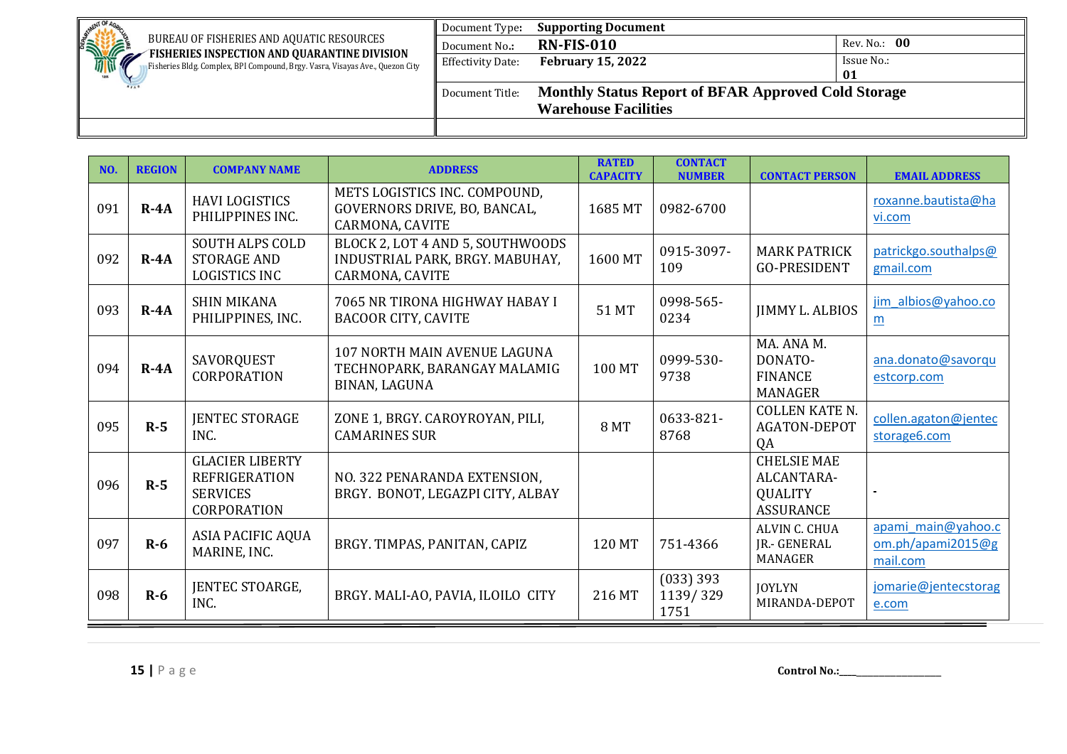| BUREAU OF FISHERIES AND AQUATIC RESOURCES **FISHERIES INSPECTION AND QUARANTINE DIVISION** Fisheries Bldg. Complex, BPI Compound, Brgy. Vasra, Visayas Ave., Quezon City | Document Type: **Supporting Document** | |
|---|---|---|
| | Document No.: **RN-FIS-010** | Rev. No.: **00** |
| | Effectivity Date: **February 15, 2022** | Issue No.: **01** |
| | Document Title: **Monthly Status Report of BFAR Approved Cold Storage Warehouse Facilities** | |

| NO. | REGION | COMPANY NAME | ADDRESS | RATED CAPACITY | CONTACT NUMBER | CONTACT PERSON | EMAIL ADDRESS |
|---|---|---|---|---|---|---|---|
| 091 | **R-4A** | HAVI LOGISTICS PHILIPPINES INC. | METS LOGISTICS INC. COMPOUND, GOVERNORS DRIVE, BO, BANCAL, CARMONA, CAVITE | 1685 MT | 0982-6700 | | roxanne.bautista@havi.com |
| 092 | **R-4A** | SOUTH ALPS COLD STORAGE AND LOGISTICS INC | BLOCK 2, LOT 4 AND 5, SOUTHWOODS INDUSTRIAL PARK, BRGY. MABUHAY, CARMONA, CAVITE | 1600 MT | 0915-3097-109 | MARK PATRICK GO-PRESIDENT | patrickgo.southalps@gmail.com |
| 093 | **R-4A** | SHIN MIKANA PHILIPPINES, INC. | 7065 NR TIRONA HIGHWAY HABAY I BACOOR CITY, CAVITE | 51 MT | 0998-565-0234 | JIMMY L. ALBIOS | jim_albios@yahoo.com |
| 094 | **R-4A** | SAVORQUEST CORPORATION | 107 NORTH MAIN AVENUE LAGUNA TECHNOPARK, BARANGAY MALAMIG BINAN, LAGUNA | 100 MT | 0999-530-9738 | MA. ANA M. DONATO-FINANCE MANAGER | ana.donato@savorquestcorp.com |
| 095 | **R-5** | JENTEC STORAGE INC. | ZONE 1, BRGY. CAROYROYAN, PILI, CAMARINES SUR | 8 MT | 0633-821-8768 | COLLEN KATE N. AGATON-DEPOT QA | collen.agaton@jentecstorage6.com |
| 096 | **R-5** | GLACIER LIBERTY REFRIGERATION SERVICES CORPORATION | NO. 322 PENARANDA EXTENSION, BRGY. BONOT, LEGAZPI CITY, ALBAY | | | CHELSIE MAE ALCANTARA-QUALITY ASSURANCE | - |
| 097 | **R-6** | ASIA PACIFIC AQUA MARINE, INC. | BRGY. TIMPAS, PANITAN, CAPIZ | 120 MT | 751-4366 | ALVIN C. CHUA JR.- GENERAL MANAGER | apami_main@yahoo.com.ph/apami2015@gmail.com |
| 098 | **R-6** | JENTEC STOARGE, INC. | BRGY. MALI-AO, PAVIA, ILOILO CITY | 216 MT | (033) 393 1139/ 329 1751 | JOYLYN MIRANDA-DEPOT | jomarie@jentecstorage.com |

Control No.:\_\_\_\_\_\_\_\_\_\_\_\_\_\_\_\_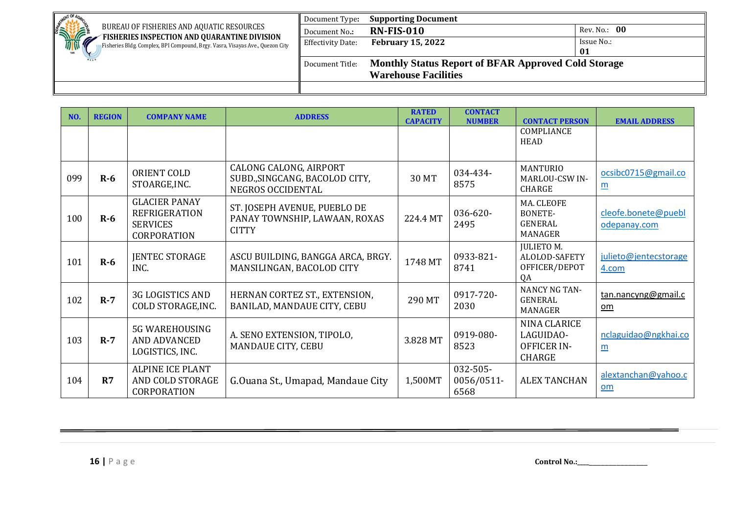| NO. | REGION | COMPANY NAME | ADDRESS | RATED CAPACITY | CONTACT NUMBER | CONTACT PERSON | EMAIL ADDRESS |
|---|---|---|---|---|---|---|---|
| | | | | | | COMPLIANCE HEAD | |
| 099 | R-6 | ORIENT COLD STOARGE,INC. | CALONG CALONG, AIRPORT SUBD.,SINGCANG, BACOLOD CITY, NEGROS OCCIDENTAL | 30 MT | 034-434-8575 | MANTURIO MARLOU-CSW IN-CHARGE | ocsibc0715@gmail.com |
| 100 | R-6 | GLACIER PANAY REFRIGERATION SERVICES CORPORATION | ST. JOSEPH AVENUE, PUEBLO DE PANAY TOWNSHIP, LAWAAN, ROXAS CITTY | 224.4 MT | 036-620-2495 | MA. CLEOFE BONETE-GENERAL MANAGER | cleofe.bonete@pueblodepanay.com |
| 101 | R-6 | JENTEC STORAGE INC. | ASCU BUILDING, BANGGA ARCA, BRGY. MANSILINGAN, BACOLOD CITY | 1748 MT | 0933-821-8741 | JULIETO M. ALOLOD-SAFETY OFFICER/DEPOT QA | julieto@jentecstorage4.com |
| 102 | R-7 | 3G LOGISTICS AND COLD STORAGE,INC. | HERNAN CORTEZ ST., EXTENSION, BANILAD, MANDAUE CITY, CEBU | 290 MT | 0917-720-2030 | NANCY NG TAN-GENERAL MANAGER | tan.nancyng@gmail.com |
| 103 | R-7 | 5G WAREHOUSING AND ADVANCED LOGISTICS, INC. | A. SENO EXTENSION, TIPOLO, MANDAUE CITY, CEBU | 3.828 MT | 0919-080-8523 | NINA CLARICE LAGUIDAO-OFFICER IN-CHARGE | nclaguidao@ngkhai.com |
| 104 | R7 | ALPINE ICE PLANT AND COLD STORAGE CORPORATION | G.Ouana St., Umapad, Mandaue City | 1,500MT | 032-505-0056/0511-6568 | ALEX TANCHAN | alextanchan@yahoo.com |

Control No.:___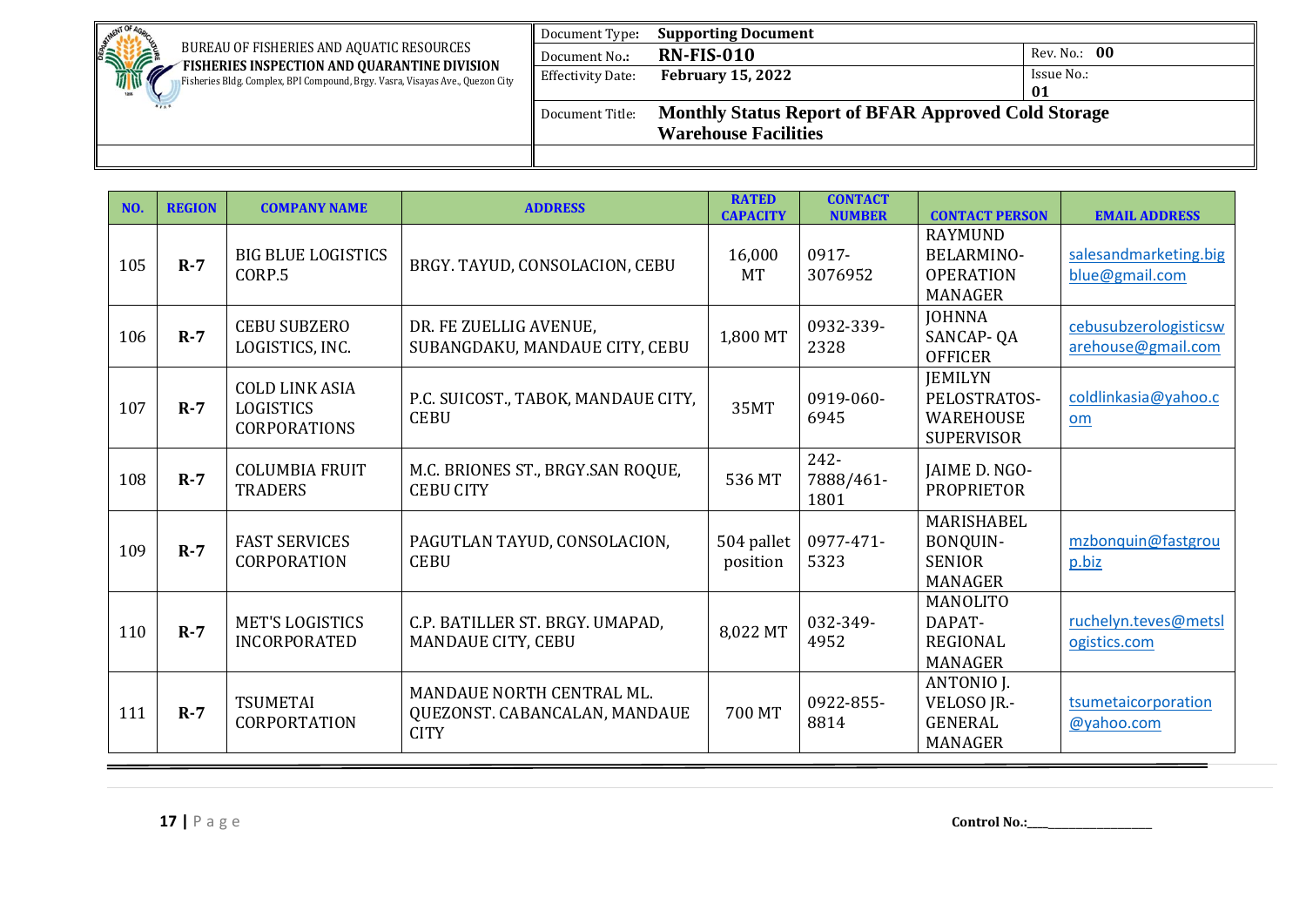| BUREAU OF FISHERIES AND AQUATIC RESOURCES<br>FISHERIES INSPECTION AND QUARANTINE DIVISION<br>Fisheries Bldg. Complex, BPI Compound, Brgy. Vasra, Visayas Ave., Quezon City | Document Type: | **Supporting Document** | |
|---|---|---|---|
| | Document No.: | **RN-FIS-010** | Rev. No.: **00** |
| | Effectivity Date: | **February 15, 2022** | Issue No.: **01** |
| | Document Title: | **Monthly Status Report of BFAR Approved Cold Storage Warehouse Facilities** | |

| NO. | REGION | COMPANY NAME | ADDRESS | RATED CAPACITY | CONTACT NUMBER | CONTACT PERSON | EMAIL ADDRESS |
|---|---|---|---|---|---|---|---|
| 105 | **R-7** | BIG BLUE LOGISTICS CORP.5 | BRGY. TAYUD, CONSOLACION, CEBU | 16,000 MT | 0917-3076952 | RAYMUND BELARMINO-OPERATION MANAGER | salesandmarketing.bigblue@gmail.com |
| 106 | **R-7** | CEBU SUBZERO LOGISTICS, INC. | DR. FE ZUELLIG AVENUE, SUBANGDAKU, MANDAUE CITY, CEBU | 1,800 MT | 0932-339-2328 | JOHNNA SANCAP- QA OFFICER | cebusubzerologisticswarehouse@gmail.com |
| 107 | **R-7** | COLD LINK ASIA LOGISTICS CORPORATIONS | P.C. SUICOST., TABOK, MANDAUE CITY, CEBU | 35MT | 0919-060-6945 | JEMILYN PELOSTRATOS-WAREHOUSE SUPERVISOR | coldlinkasia@yahoo.com |
| 108 | **R-7** | COLUMBIA FRUIT TRADERS | M.C. BRIONES ST., BRGY.SAN ROQUE, CEBU CITY | 536 MT | 242-7888/461-1801 | JAIME D. NGO-PROPRIETOR | |
| 109 | **R-7** | FAST SERVICES CORPORATION | PAGUTLAN TAYUD, CONSOLACION, CEBU | 504 pallet position | 0977-471-5323 | MARISHABEL BONQUIN-SENIOR MANAGER | mzbonquin@fastgroup.biz |
| 110 | **R-7** | MET'S LOGISTICS INCORPORATED | C.P. BATILLER ST. BRGY. UMAPAD, MANDAUE CITY, CEBU | 8,022 MT | 032-349-4952 | MANOLITO DAPAT-REGIONAL MANAGER | ruchelyn.teves@metslogistics.com |
| 111 | **R-7** | TSUMETAI CORPORTATION | MANDAUE NORTH CENTRAL ML. QUEZONST. CABANCALAN, MANDAUE CITY | 700 MT | 0922-855-8814 | ANTONIO J. VELOSO JR.-GENERAL MANAGER | tsumetaicorporation@yahoo.com |

**Control No.:**\_\_\_\_\_\_\_\_\_\_\_\_\_\_\_\_\_\_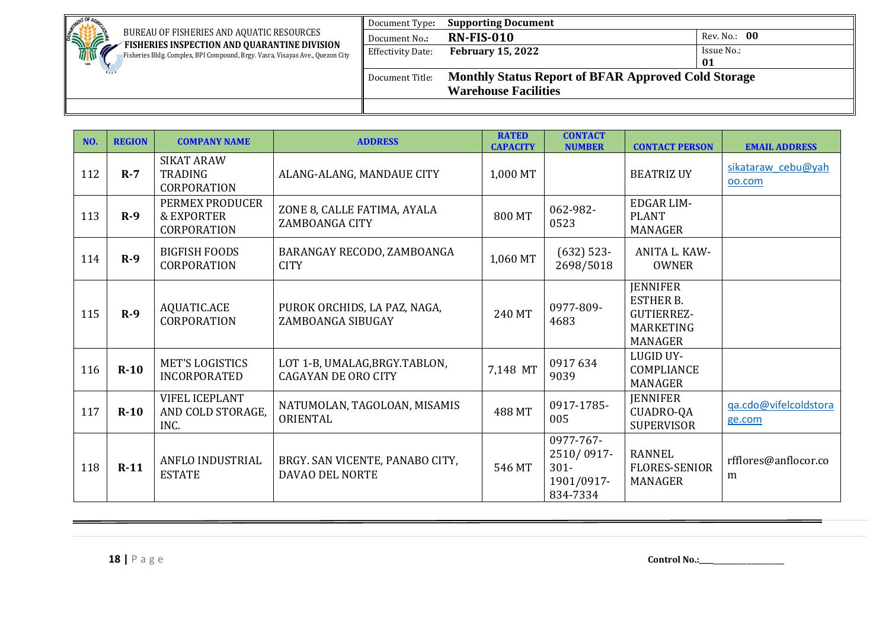| NO. | REGION | COMPANY NAME | ADDRESS | RATED CAPACITY | CONTACT NUMBER | CONTACT PERSON | EMAIL ADDRESS |
|---|---|---|---|---|---|---|---|
| 112 | R-7 | SIKAT ARAW TRADING CORPORATION | ALANG-ALANG, MANDAUE CITY | 1,000 MT | | BEATRIZ UY | sikataraw_cebu@yahoo.com |
| 113 | R-9 | PERMEX PRODUCER & EXPORTER CORPORATION | ZONE 8, CALLE FATIMA, AYALA ZAMBOANGA CITY | 800 MT | 062-982-0523 | EDGAR LIM-PLANT MANAGER | |
| 114 | R-9 | BIGFISH FOODS CORPORATION | BARANGAY RECODO, ZAMBOANGA CITY | 1,060 MT | (632) 523-2698/5018 | ANITA L. KAW-OWNER | |
| 115 | R-9 | AQUATIC.ACE CORPORATION | PUROK ORCHIDS, LA PAZ, NAGA, ZAMBOANGA SIBUGAY | 240 MT | 0977-809-4683 | JENNIFER ESTHER B. GUTIERREZ-MARKETING MANAGER | |
| 116 | R-10 | MET'S LOGISTICS INCORPORATED | LOT 1-B, UMALAG,BRGY.TABLON, CAGAYAN DE ORO CITY | 7,148 MT | 0917 634 9039 | LUGID UY-COMPLIANCE MANAGER | |
| 117 | R-10 | VIFEL ICEPLANT AND COLD STORAGE, INC. | NATUMOLAN, TAGOLOAN, MISAMIS ORIENTAL | 488 MT | 0917-1785-005 | JENNIFER CUADRO-QA SUPERVISOR | qa.cdo@vifelcoldstorage.com |
| 118 | R-11 | ANFLO INDUSTRIAL ESTATE | BRGY. SAN VICENTE, PANABO CITY, DAVAO DEL NORTE | 546 MT | 0977-767-2510/ 0917-301-1901/0917-834-7334 | RANNEL FLORES-SENIOR MANAGER | rfflores@anflocor.com |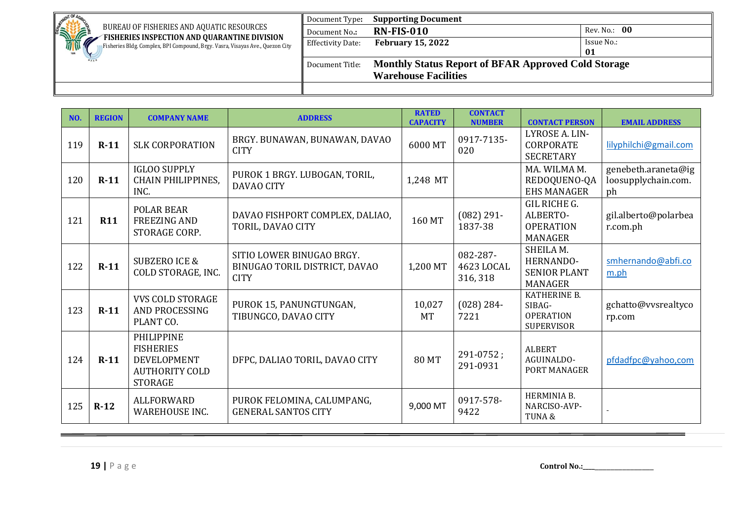| BUREAU OF FISHERIES AND AQUATIC RESOURCES<br>**FISHERIES INSPECTION AND QUARANTINE DIVISION**<br>Fisheries Bldg. Complex, BPI Compound, Brgy. Vasra, Visayas Ave., Quezon City | Document Type: **Supporting Document** | |
|---|---|---|
| | Document No.: **RN-FIS-010** | Rev. No.: **00** |
| | Effectivity Date: **February 15, 2022** | Issue No.: **01** |
| | Document Title: **Monthly Status Report of BFAR Approved Cold Storage Warehouse Facilities** | |

| NO. | REGION | COMPANY NAME | ADDRESS | RATED CAPACITY | CONTACT NUMBER | CONTACT PERSON | EMAIL ADDRESS |
|---|---|---|---|---|---|---|---|
| 119 | **R-11** | SLK CORPORATION | BRGY. BUNAWAN, BUNAWAN, DAVAO CITY | 6000 MT | 0917-7135-020 | LYROSE A. LIN-CORPORATE SECRETARY | lilyphilchi@gmail.com |
| 120 | **R-11** | IGLOO SUPPLY CHAIN PHILIPPINES, INC. | PUROK 1 BRGY. LUBOGAN, TORIL, DAVAO CITY | 1,248 MT | | MA. WILMA M. REDOQUENO-QA EHS MANAGER | genebeth.araneta@igloosupplychain.com.ph |
| 121 | **R11** | POLAR BEAR FREEZING AND STORAGE CORP. | DAVAO FISHPORT COMPLEX, DALIAO, TORIL, DAVAO CITY | 160 MT | (082) 291-1837-38 | GIL RICHE G. ALBERTO-OPERATION MANAGER | gil.alberto@polarbear.com.ph |
| 122 | **R-11** | SUBZERO ICE & COLD STORAGE, INC. | SITIO LOWER BINUGAO BRGY. BINUGAO TORIL DISTRICT, DAVAO CITY | 1,200 MT | 082-287-4623 LOCAL 316, 318 | SHEILA M. HERNANDO-SENIOR PLANT MANAGER | smhernando@abfi.com.ph |
| 123 | **R-11** | VVS COLD STORAGE AND PROCESSING PLANT CO. | PUROK 15, PANUNGTUNGAN, TIBUNGCO, DAVAO CITY | 10,027 MT | (028) 284-7221 | KATHERINE B. SIBAG-OPERATION SUPERVISOR | gchatto@vvsrealtycorp.com |
| 124 | **R-11** | PHILIPPINE FISHERIES DEVELOPMENT AUTHORITY COLD STORAGE | DFPC, DALIAO TORIL, DAVAO CITY | 80 MT | 291-0752 ; 291-0931 | ALBERT AGUINALDO-PORT MANAGER | pfdadfpc@yahoo,com |
| 125 | **R-12** | ALLFORWARD WAREHOUSE INC. | PUROK FELOMINA, CALUMPANG, GENERAL SANTOS CITY | 9,000 MT | 0917-578-9422 | HERMINIA B. NARCISO-AVP-TUNA & | - |

Control No.:\_\_\_\_\_\_\_\_\_\_\_\_\_\_\_\_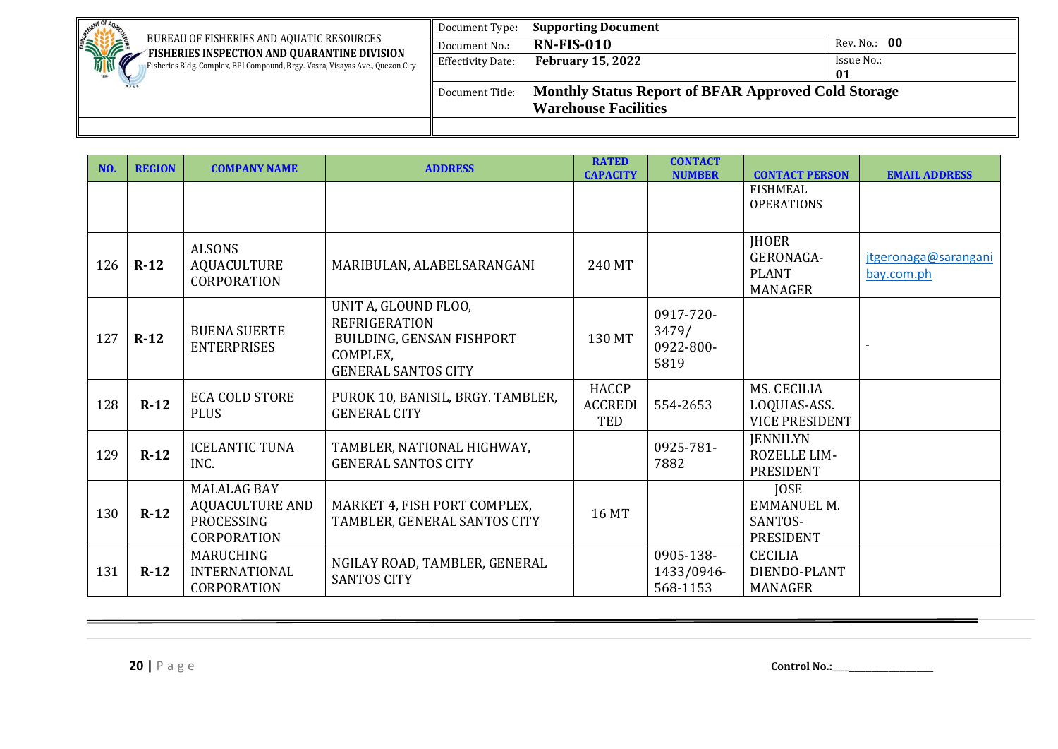| NO. | REGION | COMPANY NAME | ADDRESS | RATED CAPACITY | CONTACT NUMBER | CONTACT PERSON | EMAIL ADDRESS |
|---|---|---|---|---|---|---|---|
| | | | | | | FISHMEAL OPERATIONS | |
| 126 | R-12 | ALSONS AQUACULTURE CORPORATION | MARIBULAN, ALABELSARANGANI | 240 MT | | JHOER GERONAGA-PLANT MANAGER | jtgeronaga@saranganibay.com.ph |
| 127 | R-12 | BUENA SUERTE ENTERPRISES | UNIT A, GLOUND FLOO, REFRIGERATION BUILDING, GENSAN FISHPORT COMPLEX, GENERAL SANTOS CITY | 130 MT | 0917-720-3479/ 0922-800-5819 | | - |
| 128 | R-12 | ECA COLD STORE PLUS | PUROK 10, BANISIL, BRGY. TAMBLER, GENERAL CITY | HACCP ACCREDITED | 554-2653 | MS. CECILIA LOQUIAS-ASS. VICE PRESIDENT | |
| 129 | R-12 | ICELANTIC TUNA INC. | TAMBLER, NATIONAL HIGHWAY, GENERAL SANTOS CITY | | 0925-781-7882 | JENNILYN ROZELLE LIM-PRESIDENT | |
| 130 | R-12 | MALALAG BAY AQUACULTURE AND PROCESSING CORPORATION | MARKET 4, FISH PORT COMPLEX, TAMBLER, GENERAL SANTOS CITY | 16 MT | | JOSE EMMANUEL M. SANTOS-PRESIDENT | |
| 131 | R-12 | MARUCHING INTERNATIONAL CORPORATION | NGILAY ROAD, TAMBLER, GENERAL SANTOS CITY | | 0905-138-1433/0946-568-1153 | CECILIA DIENDO-PLANT MANAGER | |

Control No.:\_\_\_\_\_\_\_\_\_\_\_\_\_\_\_\_\_\_\_\_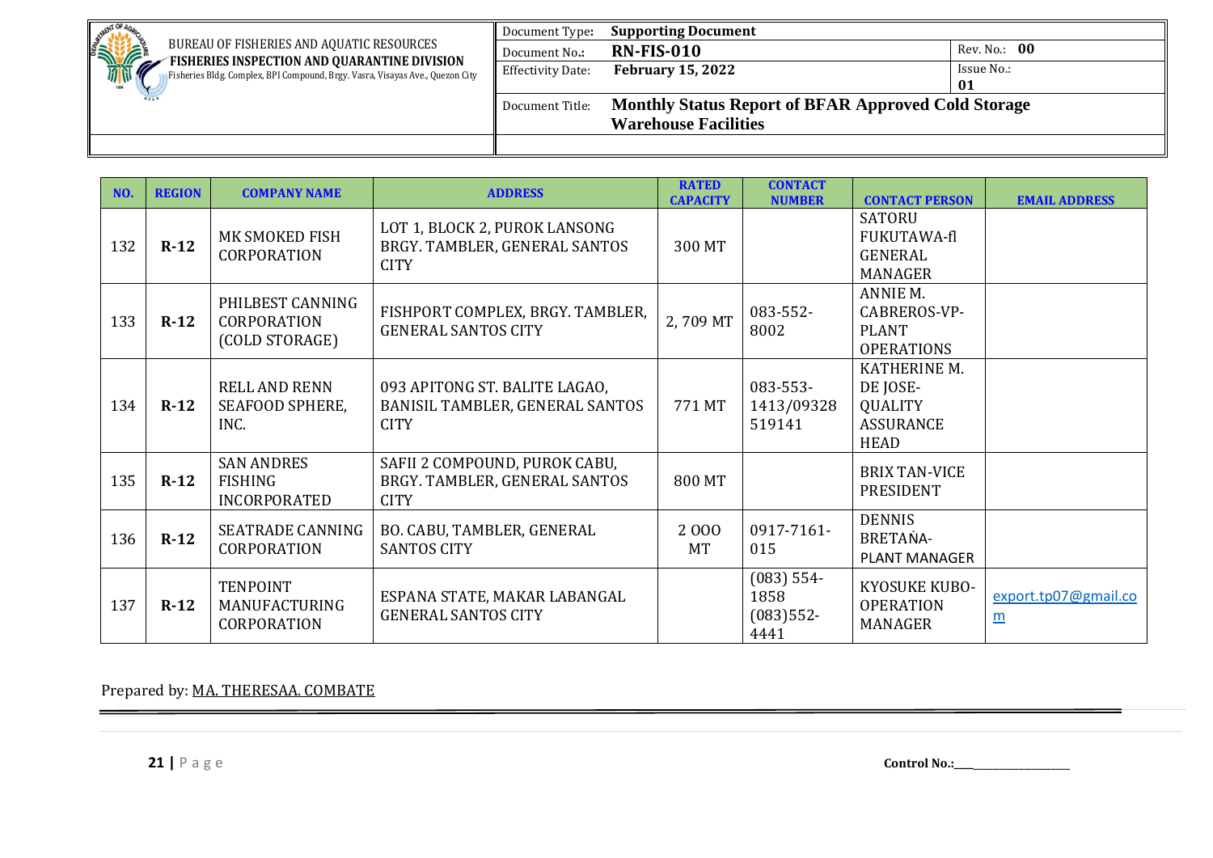| BUREAU OF FISHERIES AND AQUATIC RESOURCES **FISHERIES INSPECTION AND QUARANTINE DIVISION** Fisheries Bldg. Complex, BPI Compound, Brgy. Vasra, Visayas Ave., Quezon City | Document Type: **Supporting Document** | |
|---|---|---|
| | Document No.: **RN-FIS-010** | Rev. No.: **00** |
| | Effectivity Date: **February 15, 2022** | Issue No.: **01** |
| | Document Title: **Monthly Status Report of BFAR Approved Cold Storage Warehouse Facilities** | |

| NO. | REGION | COMPANY NAME | ADDRESS | RATED CAPACITY | CONTACT NUMBER | CONTACT PERSON | EMAIL ADDRESS |
|---|---|---|---|---|---|---|---|
| 132 | **R-12** | MK SMOKED FISH CORPORATION | LOT 1, BLOCK 2, PUROK LANSONG BRGY. TAMBLER, GENERAL SANTOS CITY | 300 MT | | SATORU FUKUTAWA-fl GENERAL MANAGER | |
| 133 | **R-12** | PHILBEST CANNING CORPORATION (COLD STORAGE) | FISHPORT COMPLEX, BRGY. TAMBLER, GENERAL SANTOS CITY | 2, 709 MT | 083-552-8002 | ANNIE M. CABREROS-VP-PLANT OPERATIONS | |
| 134 | **R-12** | RELL AND RENN SEAFOOD SPHERE, INC. | 093 APITONG ST. BALITE LAGAO, BANISIL TAMBLER, GENERAL SANTOS CITY | 771 MT | 083-553-1413/09328519141 | KATHERINE M. DE JOSE-QUALITY ASSURANCE HEAD | |
| 135 | **R-12** | SAN ANDRES FISHING INCORPORATED | SAFII 2 COMPOUND, PUROK CABU, BRGY. TAMBLER, GENERAL SANTOS CITY | 800 MT | | BRIX TAN-VICE PRESIDENT | |
| 136 | **R-12** | SEATRADE CANNING CORPORATION | BO. CABU, TAMBLER, GENERAL SANTOS CITY | 2 OOO MT | 0917-7161-015 | DENNIS BRETAṄA-PLANT MANAGER | |
| 137 | **R-12** | TENPOINT MANUFACTURING CORPORATION | ESPANA STATE, MAKAR LABANGAL GENERAL SANTOS CITY | | (083) 554-1858 (083)552-4441 | KYOSUKE KUBO-OPERATION MANAGER | export.tp07@gmail.com |

Prepared by: MA. THERESAA. COMBATE

Control No.:\_\_\_\_\_\_\_\_\_\_\_\_\_\_\_\_\_\_\_\_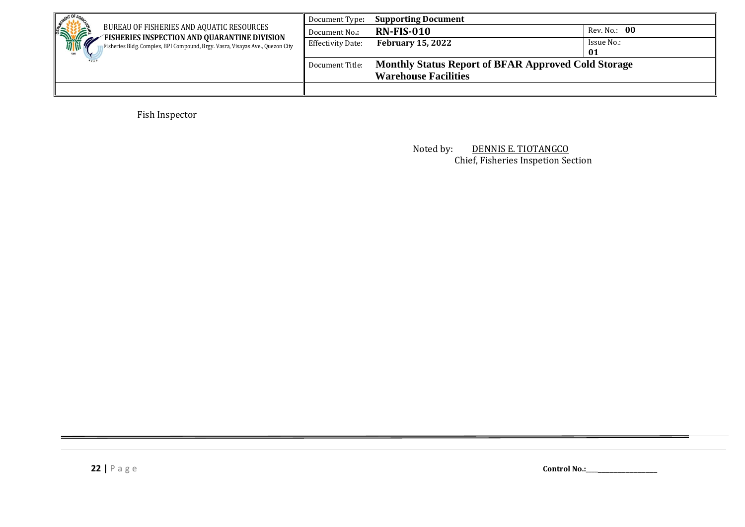Fish Inspector

Noted by: DENNIS E. TIOTANGCO
Chief, Fisheries Inspetion Section